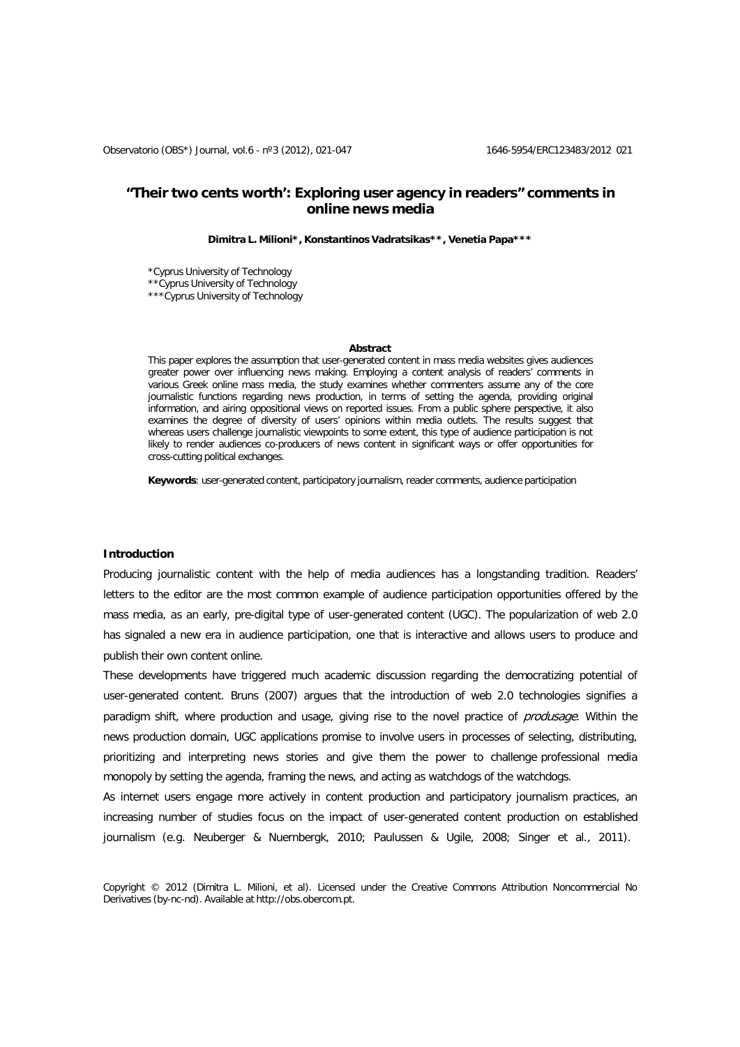# "Their two cents worth': Exploring user agency in readers" comments in online news media

**Dimitra L. Milioni\*, Konstantinos Vadratsikas\*\*, Venetia Papa\*\*\***

\*Cyprus University of Technology
\*\*Cyprus University of Technology
\*\*\*Cyprus University of Technology

**Abstract**

This paper explores the assumption that user-generated content in mass media websites gives audiences greater power over influencing news making. Employing a content analysis of readers' comments in various Greek online mass media, the study examines whether commenters assume any of the core journalistic functions regarding news production, in terms of setting the agenda, providing original information, and airing oppositional views on reported issues. From a public sphere perspective, it also examines the degree of diversity of users' opinions within media outlets. The results suggest that whereas users challenge journalistic viewpoints to some extent, this type of audience participation is not likely to render audiences co-producers of news content in significant ways or offer opportunities for cross-cutting political exchanges.

**Keywords**: user-generated content, participatory journalism, reader comments, audience participation

## Introduction

Producing journalistic content with the help of media audiences has a longstanding tradition. Readers' letters to the editor are the most common example of audience participation opportunities offered by the mass media, as an early, pre-digital type of user-generated content (UGC). The popularization of web 2.0 has signaled a new era in audience participation, one that is interactive and allows users to produce and publish their own content online.

These developments have triggered much academic discussion regarding the democratizing potential of user-generated content. Bruns (2007) argues that the introduction of web 2.0 technologies signifies a paradigm shift, where production and usage, giving rise to the novel practice of *produsage*. Within the news production domain, UGC applications promise to involve users in processes of selecting, distributing, prioritizing and interpreting news stories and give them the power to challenge professional media monopoly by setting the agenda, framing the news, and acting as watchdogs of the watchdogs.

As internet users engage more actively in content production and participatory journalism practices, an increasing number of studies focus on the impact of user-generated content production on established journalism (e.g. Neuberger & Nuernbergk, 2010; Paulussen & Ugile, 2008; Singer et al., 2011).

Copyright © 2012 (Dimitra L. Milioni, et al). Licensed under the Creative Commons Attribution Noncommercial No Derivatives (by-nc-nd). Available at http://obs.obercom.pt.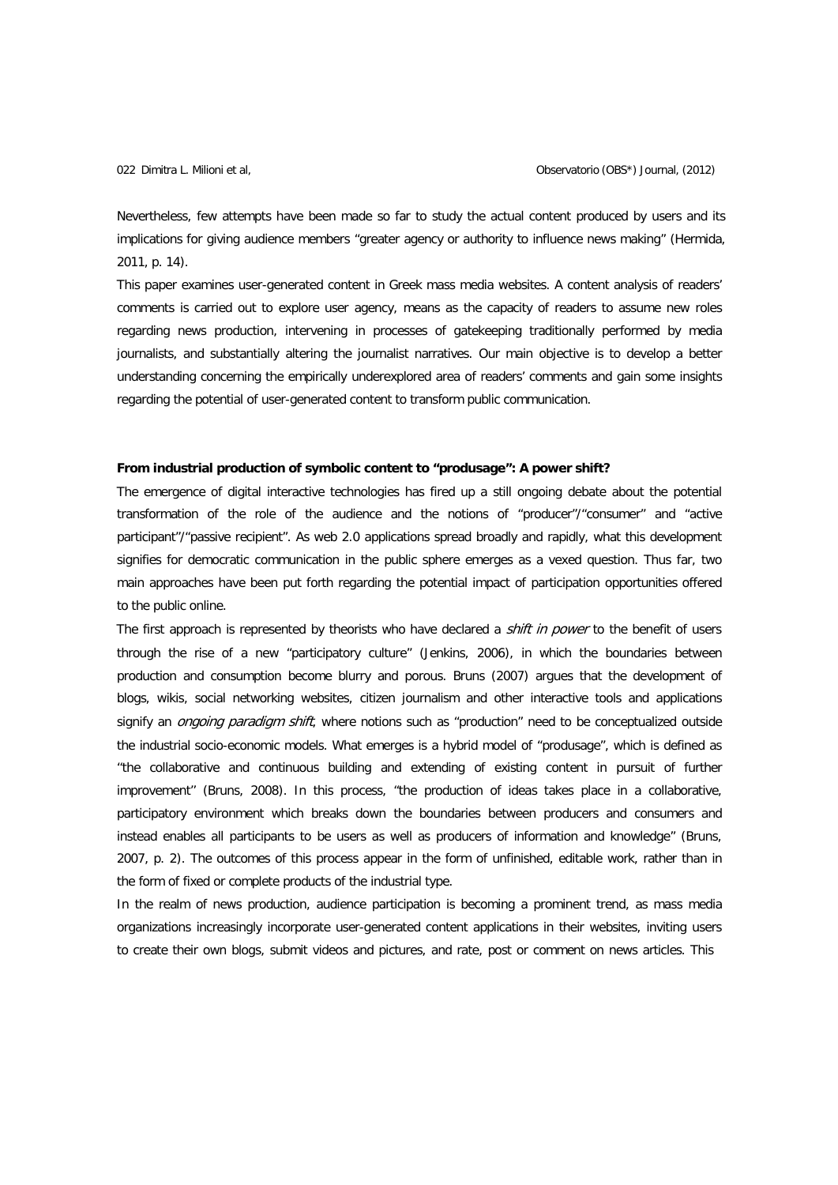Nevertheless, few attempts have been made so far to study the actual content produced by users and its implications for giving audience members "greater agency or authority to influence news making" (Hermida, 2011, p. 14).

This paper examines user-generated content in Greek mass media websites. A content analysis of readers' comments is carried out to explore user agency, means as the capacity of readers to assume new roles regarding news production, intervening in processes of gatekeeping traditionally performed by media journalists, and substantially altering the journalist narratives. Our main objective is to develop a better understanding concerning the empirically underexplored area of readers' comments and gain some insights regarding the potential of user-generated content to transform public communication.

**From industrial production of symbolic content to "produsage": A power shift?**

The emergence of digital interactive technologies has fired up a still ongoing debate about the potential transformation of the role of the audience and the notions of "producer"/"consumer" and "active participant"/"passive recipient". As web 2.0 applications spread broadly and rapidly, what this development signifies for democratic communication in the public sphere emerges as a vexed question. Thus far, two main approaches have been put forth regarding the potential impact of participation opportunities offered to the public online.

The first approach is represented by theorists who have declared a *shift in power* to the benefit of users through the rise of a new "participatory culture" (Jenkins, 2006), in which the boundaries between production and consumption become blurry and porous. Bruns (2007) argues that the development of blogs, wikis, social networking websites, citizen journalism and other interactive tools and applications signify an *ongoing paradigm shift*, where notions such as "production" need to be conceptualized outside the industrial socio-economic models. What emerges is a hybrid model of "produsage", which is defined as "the collaborative and continuous building and extending of existing content in pursuit of further improvement" (Bruns, 2008). In this process, "the production of ideas takes place in a collaborative, participatory environment which breaks down the boundaries between producers and consumers and instead enables all participants to be users as well as producers of information and knowledge" (Bruns, 2007, p. 2). The outcomes of this process appear in the form of unfinished, editable work, rather than in the form of fixed or complete products of the industrial type.

In the realm of news production, audience participation is becoming a prominent trend, as mass media organizations increasingly incorporate user-generated content applications in their websites, inviting users to create their own blogs, submit videos and pictures, and rate, post or comment on news articles. This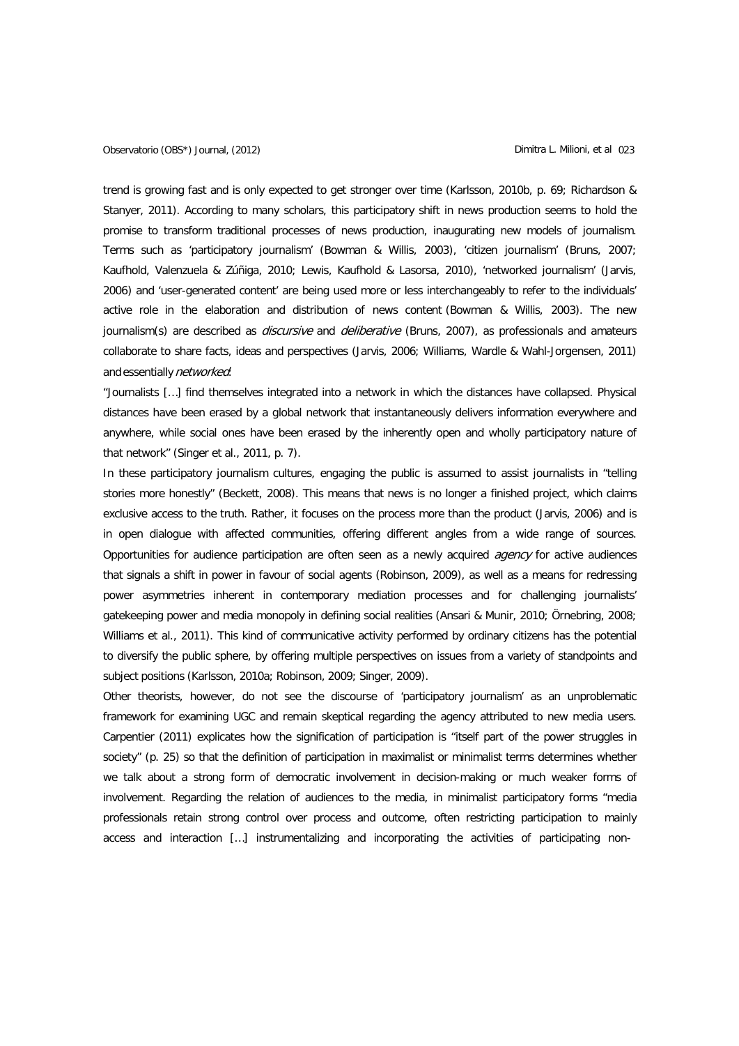trend is growing fast and is only expected to get stronger over time (Karlsson, 2010b, p. 69; Richardson & Stanyer, 2011). According to many scholars, this participatory shift in news production seems to hold the promise to transform traditional processes of news production, inaugurating new models of journalism. Terms such as 'participatory journalism' (Bowman & Willis, 2003), 'citizen journalism' (Bruns, 2007; Kaufhold, Valenzuela & Zúñiga, 2010; Lewis, Kaufhold & Lasorsa, 2010), 'networked journalism' (Jarvis, 2006) and 'user-generated content' are being used more or less interchangeably to refer to the individuals' active role in the elaboration and distribution of news content (Bowman & Willis, 2003). The new journalism(s) are described as *discursive* and *deliberative* (Bruns, 2007), as professionals and amateurs collaborate to share facts, ideas and perspectives (Jarvis, 2006; Williams, Wardle & Wahl-Jorgensen, 2011) and essentially *networked*:

"Journalists […] find themselves integrated into a network in which the distances have collapsed. Physical distances have been erased by a global network that instantaneously delivers information everywhere and anywhere, while social ones have been erased by the inherently open and wholly participatory nature of that network" (Singer et al., 2011, p. 7).

In these participatory journalism cultures, engaging the public is assumed to assist journalists in "telling stories more honestly" (Beckett, 2008). This means that news is no longer a finished project, which claims exclusive access to the truth. Rather, it focuses on the process more than the product (Jarvis, 2006) and is in open dialogue with affected communities, offering different angles from a wide range of sources. Opportunities for audience participation are often seen as a newly acquired *agency* for active audiences that signals a shift in power in favour of social agents (Robinson, 2009), as well as a means for redressing power asymmetries inherent in contemporary mediation processes and for challenging journalists' gatekeeping power and media monopoly in defining social realities (Ansari & Munir, 2010; Örnebring, 2008; Williams et al., 2011). This kind of communicative activity performed by ordinary citizens has the potential to diversify the public sphere, by offering multiple perspectives on issues from a variety of standpoints and subject positions (Karlsson, 2010a; Robinson, 2009; Singer, 2009).

Other theorists, however, do not see the discourse of 'participatory journalism' as an unproblematic framework for examining UGC and remain skeptical regarding the agency attributed to new media users. Carpentier (2011) explicates how the signification of participation is "itself part of the power struggles in society" (p. 25) so that the definition of participation in maximalist or minimalist terms determines whether we talk about a strong form of democratic involvement in decision-making or much weaker forms of involvement. Regarding the relation of audiences to the media, in minimalist participatory forms "media professionals retain strong control over process and outcome, often restricting participation to mainly access and interaction […] instrumentalizing and incorporating the activities of participating non-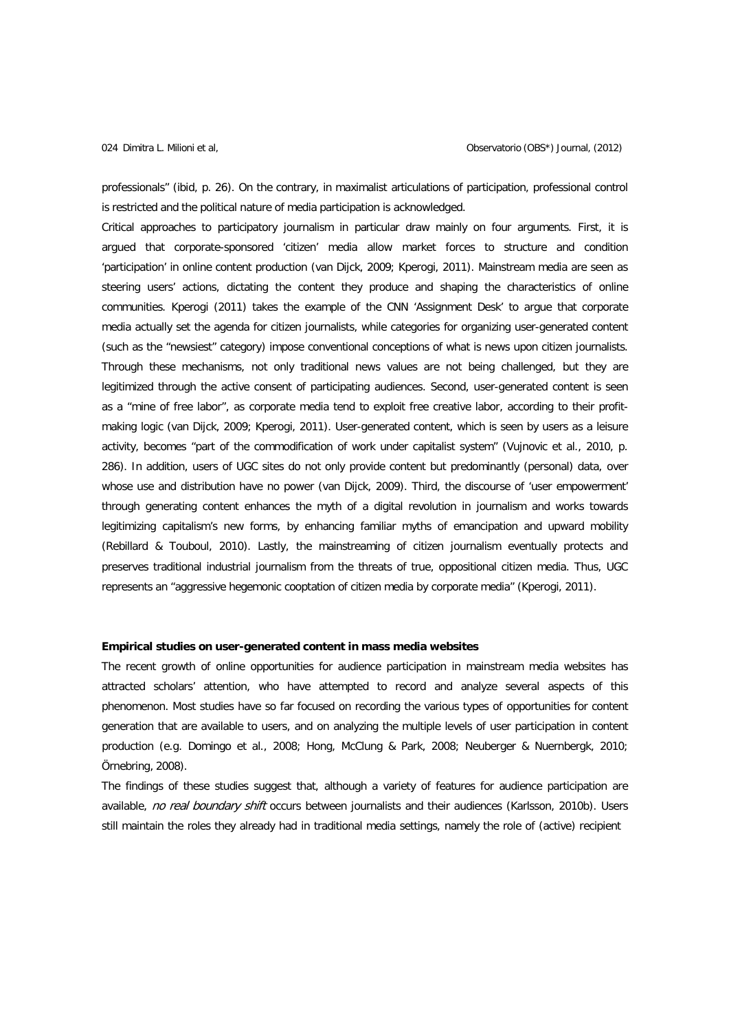professionals" (ibid, p. 26). On the contrary, in maximalist articulations of participation, professional control is restricted and the political nature of media participation is acknowledged.

Critical approaches to participatory journalism in particular draw mainly on four arguments. First, it is argued that corporate-sponsored 'citizen' media allow market forces to structure and condition 'participation' in online content production (van Dijck, 2009; Kperogi, 2011). Mainstream media are seen as steering users' actions, dictating the content they produce and shaping the characteristics of online communities. Kperogi (2011) takes the example of the CNN 'Assignment Desk' to argue that corporate media actually set the agenda for citizen journalists, while categories for organizing user-generated content (such as the "newsiest" category) impose conventional conceptions of what is news upon citizen journalists. Through these mechanisms, not only traditional news values are not being challenged, but they are legitimized through the active consent of participating audiences. Second, user-generated content is seen as a "mine of free labor", as corporate media tend to exploit free creative labor, according to their profit-making logic (van Dijck, 2009; Kperogi, 2011). User-generated content, which is seen by users as a leisure activity, becomes "part of the commodification of work under capitalist system" (Vujnovic et al., 2010, p. 286). In addition, users of UGC sites do not only provide content but predominantly (personal) data, over whose use and distribution have no power (van Dijck, 2009). Third, the discourse of 'user empowerment' through generating content enhances the myth of a digital revolution in journalism and works towards legitimizing capitalism's new forms, by enhancing familiar myths of emancipation and upward mobility (Rebillard & Touboul, 2010). Lastly, the mainstreaming of citizen journalism eventually protects and preserves traditional industrial journalism from the threats of true, oppositional citizen media. Thus, UGC represents an "aggressive hegemonic cooptation of citizen media by corporate media" (Kperogi, 2011).

**Empirical studies on user-generated content in mass media websites**

The recent growth of online opportunities for audience participation in mainstream media websites has attracted scholars' attention, who have attempted to record and analyze several aspects of this phenomenon. Most studies have so far focused on recording the various types of opportunities for content generation that are available to users, and on analyzing the multiple levels of user participation in content production (e.g. Domingo et al., 2008; Hong, McClung & Park, 2008; Neuberger & Nuernbergk, 2010; Örnebring, 2008).

The findings of these studies suggest that, although a variety of features for audience participation are available, *no real boundary shift* occurs between journalists and their audiences (Karlsson, 2010b). Users still maintain the roles they already had in traditional media settings, namely the role of (active) recipient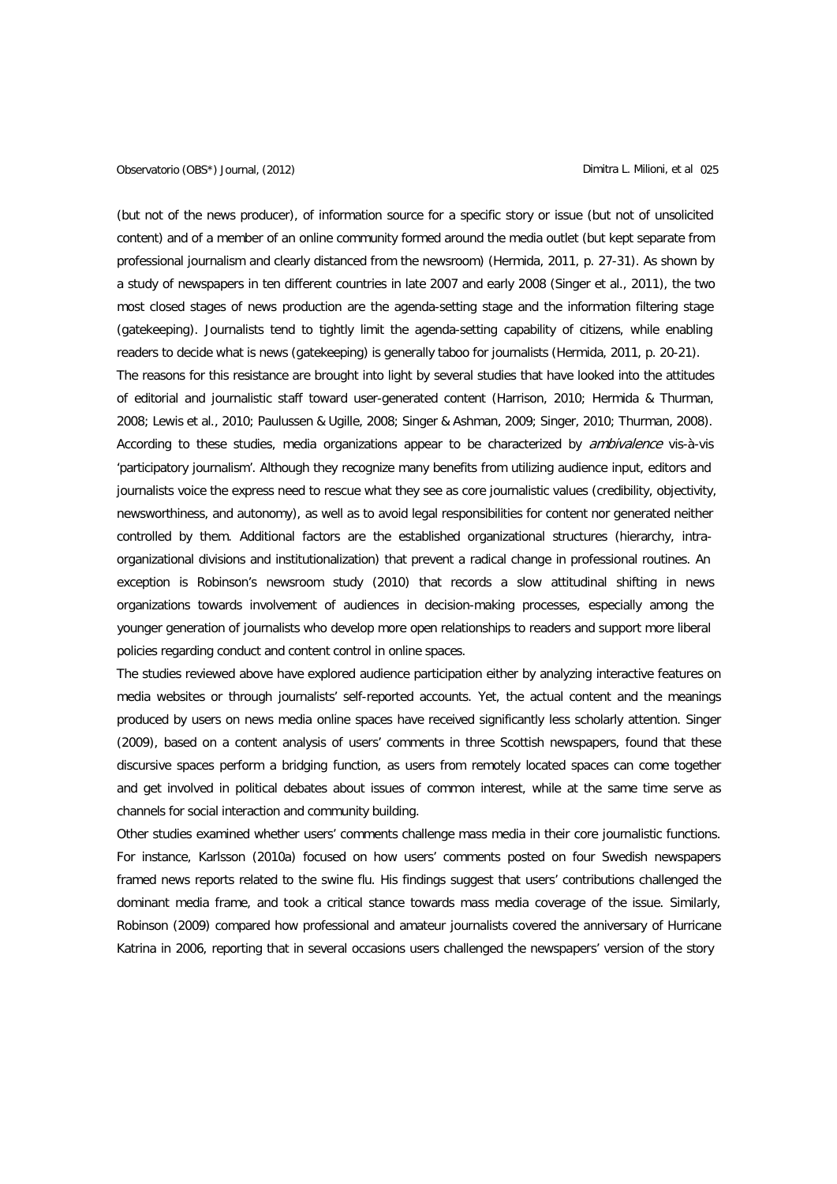(but not of the news producer), of information source for a specific story or issue (but not of unsolicited content) and of a member of an online community formed around the media outlet (but kept separate from professional journalism and clearly distanced from the newsroom) (Hermida, 2011, p. 27-31). As shown by a study of newspapers in ten different countries in late 2007 and early 2008 (Singer et al., 2011), the two most closed stages of news production are the agenda-setting stage and the information filtering stage (gatekeeping). Journalists tend to tightly limit the agenda-setting capability of citizens, while enabling readers to decide what is news (gatekeeping) is generally taboo for journalists (Hermida, 2011, p. 20-21).

The reasons for this resistance are brought into light by several studies that have looked into the attitudes of editorial and journalistic staff toward user-generated content (Harrison, 2010; Hermida & Thurman, 2008; Lewis et al., 2010; Paulussen & Ugille, 2008; Singer & Ashman, 2009; Singer, 2010; Thurman, 2008). According to these studies, media organizations appear to be characterized by *ambivalence* vis-à-vis 'participatory journalism'. Although they recognize many benefits from utilizing audience input, editors and journalists voice the express need to rescue what they see as core journalistic values (credibility, objectivity, newsworthiness, and autonomy), as well as to avoid legal responsibilities for content nor generated neither controlled by them. Additional factors are the established organizational structures (hierarchy, intra-organizational divisions and institutionalization) that prevent a radical change in professional routines. An exception is Robinson's newsroom study (2010) that records a slow attitudinal shifting in news organizations towards involvement of audiences in decision-making processes, especially among the younger generation of journalists who develop more open relationships to readers and support more liberal policies regarding conduct and content control in online spaces.

The studies reviewed above have explored audience participation either by analyzing interactive features on media websites or through journalists' self-reported accounts. Yet, the actual content and the meanings produced by users on news media online spaces have received significantly less scholarly attention. Singer (2009), based on a content analysis of users' comments in three Scottish newspapers, found that these discursive spaces perform a bridging function, as users from remotely located spaces can come together and get involved in political debates about issues of common interest, while at the same time serve as channels for social interaction and community building.

Other studies examined whether users' comments challenge mass media in their core journalistic functions. For instance, Karlsson (2010a) focused on how users' comments posted on four Swedish newspapers framed news reports related to the swine flu. His findings suggest that users' contributions challenged the dominant media frame, and took a critical stance towards mass media coverage of the issue. Similarly, Robinson (2009) compared how professional and amateur journalists covered the anniversary of Hurricane Katrina in 2006, reporting that in several occasions users challenged the newspapers' version of the story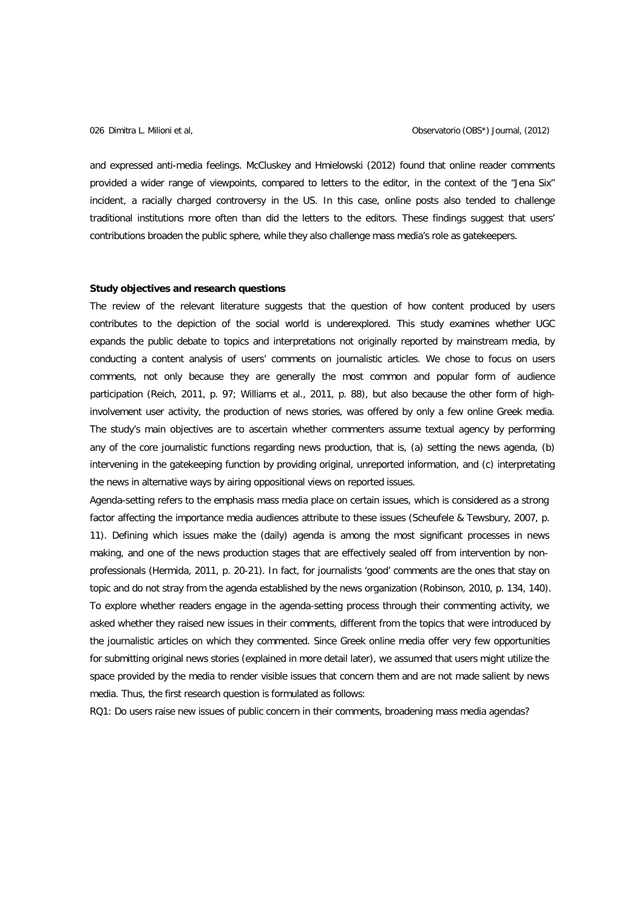and expressed anti-media feelings. McCluskey and Hmielowski (2012) found that online reader comments provided a wider range of viewpoints, compared to letters to the editor, in the context of the "Jena Six" incident, a racially charged controversy in the US. In this case, online posts also tended to challenge traditional institutions more often than did the letters to the editors. These findings suggest that users' contributions broaden the public sphere, while they also challenge mass media's role as gatekeepers.

**Study objectives and research questions**

The review of the relevant literature suggests that the question of how content produced by users contributes to the depiction of the social world is underexplored. This study examines whether UGC expands the public debate to topics and interpretations not originally reported by mainstream media, by conducting a content analysis of users' comments on journalistic articles. We chose to focus on users comments, not only because they are generally the most common and popular form of audience participation (Reich, 2011, p. 97; Williams et al., 2011, p. 88), but also because the other form of high-involvement user activity, the production of news stories, was offered by only a few online Greek media. The study's main objectives are to ascertain whether commenters assume textual agency by performing any of the core journalistic functions regarding news production, that is, (a) setting the news agenda, (b) intervening in the gatekeeping function by providing original, unreported information, and (c) interpretating the news in alternative ways by airing oppositional views on reported issues.

Agenda-setting refers to the emphasis mass media place on certain issues, which is considered as a strong factor affecting the importance media audiences attribute to these issues (Scheufele & Tewsbury, 2007, p. 11). Defining which issues make the (daily) agenda is among the most significant processes in news making, and one of the news production stages that are effectively sealed off from intervention by non-professionals (Hermida, 2011, p. 20-21). In fact, for journalists 'good' comments are the ones that stay on topic and do not stray from the agenda established by the news organization (Robinson, 2010, p. 134, 140). To explore whether readers engage in the agenda-setting process through their commenting activity, we asked whether they raised new issues in their comments, different from the topics that were introduced by the journalistic articles on which they commented. Since Greek online media offer very few opportunities for submitting original news stories (explained in more detail later), we assumed that users might utilize the space provided by the media to render visible issues that concern them and are not made salient by news media. Thus, the first research question is formulated as follows:

RQ1: Do users raise new issues of public concern in their comments, broadening mass media agendas?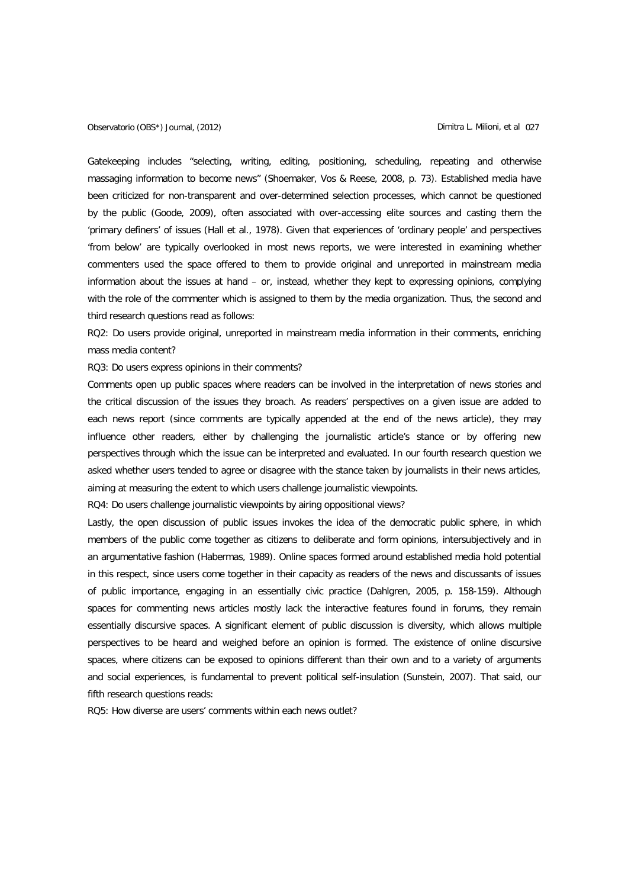Gatekeeping includes "selecting, writing, editing, positioning, scheduling, repeating and otherwise massaging information to become news" (Shoemaker, Vos & Reese, 2008, p. 73). Established media have been criticized for non-transparent and over-determined selection processes, which cannot be questioned by the public (Goode, 2009), often associated with over-accessing elite sources and casting them the 'primary definers' of issues (Hall et al., 1978). Given that experiences of 'ordinary people' and perspectives 'from below' are typically overlooked in most news reports, we were interested in examining whether commenters used the space offered to them to provide original and unreported in mainstream media information about the issues at hand – or, instead, whether they kept to expressing opinions, complying with the role of the commenter which is assigned to them by the media organization. Thus, the second and third research questions read as follows:

RQ2: Do users provide original, unreported in mainstream media information in their comments, enriching mass media content?

RQ3: Do users express opinions in their comments?

Comments open up public spaces where readers can be involved in the interpretation of news stories and the critical discussion of the issues they broach. As readers' perspectives on a given issue are added to each news report (since comments are typically appended at the end of the news article), they may influence other readers, either by challenging the journalistic article's stance or by offering new perspectives through which the issue can be interpreted and evaluated. In our fourth research question we asked whether users tended to agree or disagree with the stance taken by journalists in their news articles, aiming at measuring the extent to which users challenge journalistic viewpoints.

RQ4: Do users challenge journalistic viewpoints by airing oppositional views?

Lastly, the open discussion of public issues invokes the idea of the democratic public sphere, in which members of the public come together as citizens to deliberate and form opinions, intersubjectively and in an argumentative fashion (Habermas, 1989). Online spaces formed around established media hold potential in this respect, since users come together in their capacity as readers of the news and discussants of issues of public importance, engaging in an essentially civic practice (Dahlgren, 2005, p. 158-159). Although spaces for commenting news articles mostly lack the interactive features found in forums, they remain essentially discursive spaces. A significant element of public discussion is diversity, which allows multiple perspectives to be heard and weighed before an opinion is formed. The existence of online discursive spaces, where citizens can be exposed to opinions different than their own and to a variety of arguments and social experiences, is fundamental to prevent political self-insulation (Sunstein, 2007). That said, our fifth research questions reads:

RQ5: How diverse are users' comments within each news outlet?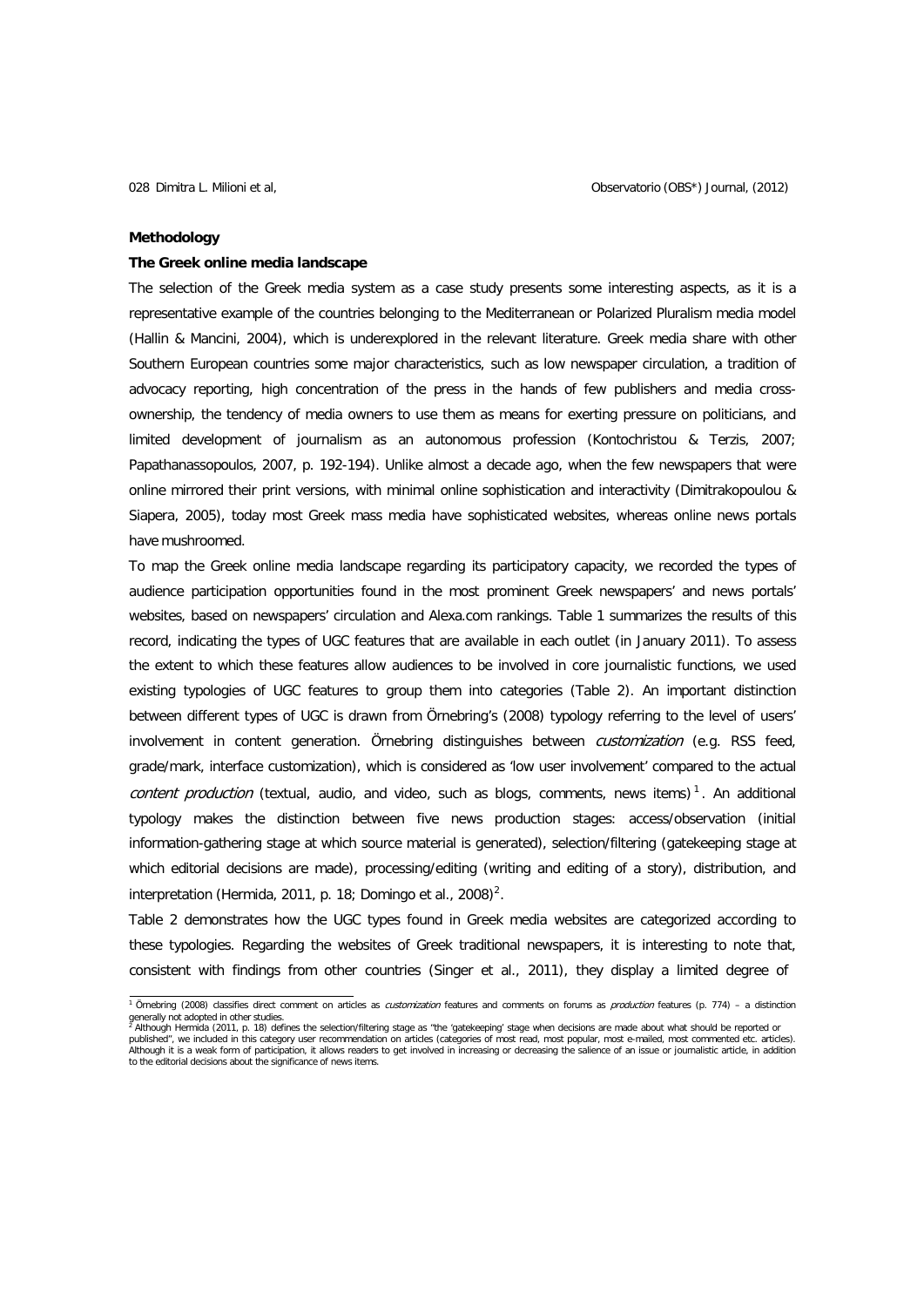**Methodology**

**The Greek online media landscape**

The selection of the Greek media system as a case study presents some interesting aspects, as it is a representative example of the countries belonging to the Mediterranean or Polarized Pluralism media model (Hallin & Mancini, 2004), which is underexplored in the relevant literature. Greek media share with other Southern European countries some major characteristics, such as low newspaper circulation, a tradition of advocacy reporting, high concentration of the press in the hands of few publishers and media cross-ownership, the tendency of media owners to use them as means for exerting pressure on politicians, and limited development of journalism as an autonomous profession (Kontochristou & Terzis, 2007; Papathanassopoulos, 2007, p. 192-194). Unlike almost a decade ago, when the few newspapers that were online mirrored their print versions, with minimal online sophistication and interactivity (Dimitrakopoulou & Siapera, 2005), today most Greek mass media have sophisticated websites, whereas online news portals have mushroomed.

To map the Greek online media landscape regarding its participatory capacity, we recorded the types of audience participation opportunities found in the most prominent Greek newspapers' and news portals' websites, based on newspapers' circulation and Alexa.com rankings. Table 1 summarizes the results of this record, indicating the types of UGC features that are available in each outlet (in January 2011). To assess the extent to which these features allow audiences to be involved in core journalistic functions, we used existing typologies of UGC features to group them into categories (Table 2). An important distinction between different types of UGC is drawn from Örnebring's (2008) typology referring to the level of users' involvement in content generation. Örnebring distinguishes between *customization* (e.g. RSS feed, grade/mark, interface customization), which is considered as 'low user involvement' compared to the actual *content production* (textual, audio, and video, such as blogs, comments, news items)[1]. An additional typology makes the distinction between five news production stages: access/observation (initial information-gathering stage at which source material is generated), selection/filtering (gatekeeping stage at which editorial decisions are made), processing/editing (writing and editing of a story), distribution, and interpretation (Hermida, 2011, p. 18; Domingo et al., 2008)[2].

Table 2 demonstrates how the UGC types found in Greek media websites are categorized according to these typologies. Regarding the websites of Greek traditional newspapers, it is interesting to note that, consistent with findings from other countries (Singer et al., 2011), they display a limited degree of

[1] Örnebring (2008) classifies direct comment on articles as *customization* features and comments on forums as *production* features (p. 774) – a distinction generally not adopted in other studies.

[2] Although Hermida (2011, p. 18) defines the selection/filtering stage as "the 'gatekeeping' stage when decisions are made about what should be reported or published", we included in this category user recommendation on articles (categories of most read, most popular, most e-mailed, most commented etc. articles). Although it is a weak form of participation, it allows readers to get involved in increasing or decreasing the salience of an issue or journalistic article, in addition to the editorial decisions about the significance of news items.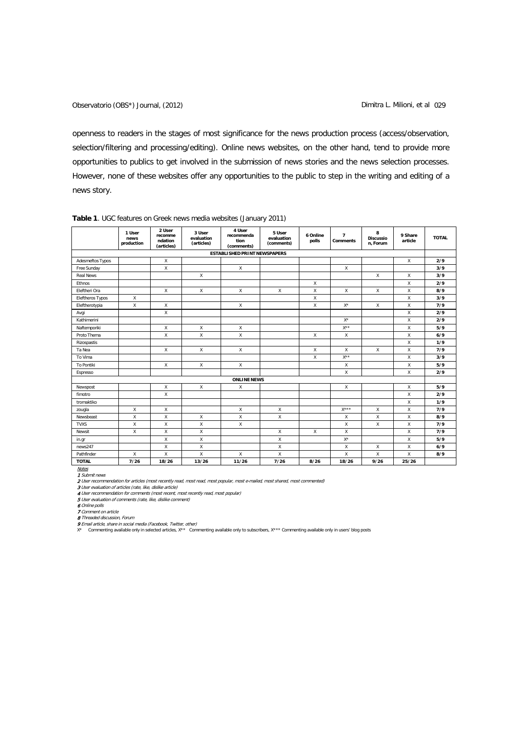openness to readers in the stages of most significance for the news production process (access/observation, selection/filtering and processing/editing). Online news websites, on the other hand, tend to provide more opportunities to publics to get involved in the submission of news stories and the news selection processes. However, none of these websites offer any opportunities to the public to step in the writing and editing of a news story.

**Table 1**. UGC features on Greek news media websites (January 2011)

| | 1 User news production | 2 User recommendation (articles) | 3 User evaluation (articles) | 4 User recommendation (comments) | 5 User evaluation (comments) | 6 Online polls | 7 Comments | 8 Discussion, Forum | 9 Share article | TOTAL |
|---|---|---|---|---|---|---|---|---|---|---|
| **ESTABLISHED PRINT NEWSPAPERS** | | | | | | | | | | |
| Adesmeftos Typos | | X | | | | | | | X | **2/9** |
| Free Sunday | | X | | X | | | X | | | **3/9** |
| Real News | | | X | | | | | X | X | **3/9** |
| Ethnos | | | | | | X | | | X | **2/9** |
| Eleftheri Ora | | X | X | X | X | X | X | X | X | **8/9** |
| Eleftheros Typos | X | | | | | X | | | X | **3/9** |
| Eleftherotypia | X | X | | X | | X | X* | X | X | **7/9** |
| Avgi | | X | | | | | | | X | **2/9** |
| Kathimerini | | | | | | | X* | | X | **2/9** |
| Naftemporiki | | X | X | X | | | X** | | X | **5/9** |
| Proto Thema | | X | X | X | | X | X | | X | **6/9** |
| Rizospastis | | | | | | | | | X | **1/9** |
| Ta Nea | | X | X | X | | X | X | X | X | **7/9** |
| To Vima | | | | | | X | X** | | X | **3/9** |
| To Pontiki | | X | X | X | | | X | | X | **5/9** |
| Espresso | | | | | | | X | | X | **2/9** |
| **ONLINE NEWS** | | | | | | | | | | |
| Newspost | | X | X | X | | | X | | X | **5/9** |
| fimotro | | X | | | | | | | X | **2/9** |
| tromaktiko | | | | | | | | | X | **1/9** |
| zougla | X | X | | X | X | | X*** | X | X | **7/9** |
| Newsbeast | X | X | X | X | X | | X | X | X | **8/9** |
| TVXS | X | X | X | X | | | X | X | X | **7/9** |
| Newsit | X | X | X | | X | X | X | | X | **7/9** |
| in.gr | | X | X | | X | | X* | | X | **5/9** |
| news247 | | X | X | | X | | X | X | X | **6/9** |
| Pathfinder | X | X | X | X | X | | X | X | X | **8/9** |
| **TOTAL** | **7/26** | **18/26** | **13/26** | **11/26** | **7/26** | **8/26** | **18/26** | **9/26** | **25/26** | |

*Notes*

**1** *Submit news*
**2** *User recommendation for articles (most recently read, most read, most popular, most e-mailed, most shared, most commented)*
**3** *User evaluation of articles (rate, like, dislike article)*
**4** *User recommendation for comments (most recent, most recently read, most popular)*
**5** *User evaluation of comments (rate, like, dislike comment)*
**6** *Online polls*
**7** *Comment on article*
**8** *Threaded discussion, Forum*
**9** *Email article, share in social media (Facebook, Twitter, other)*
X* Commenting available only in selected articles, X** Commenting available only to subscribers, X*** Commenting available only in users' blog posts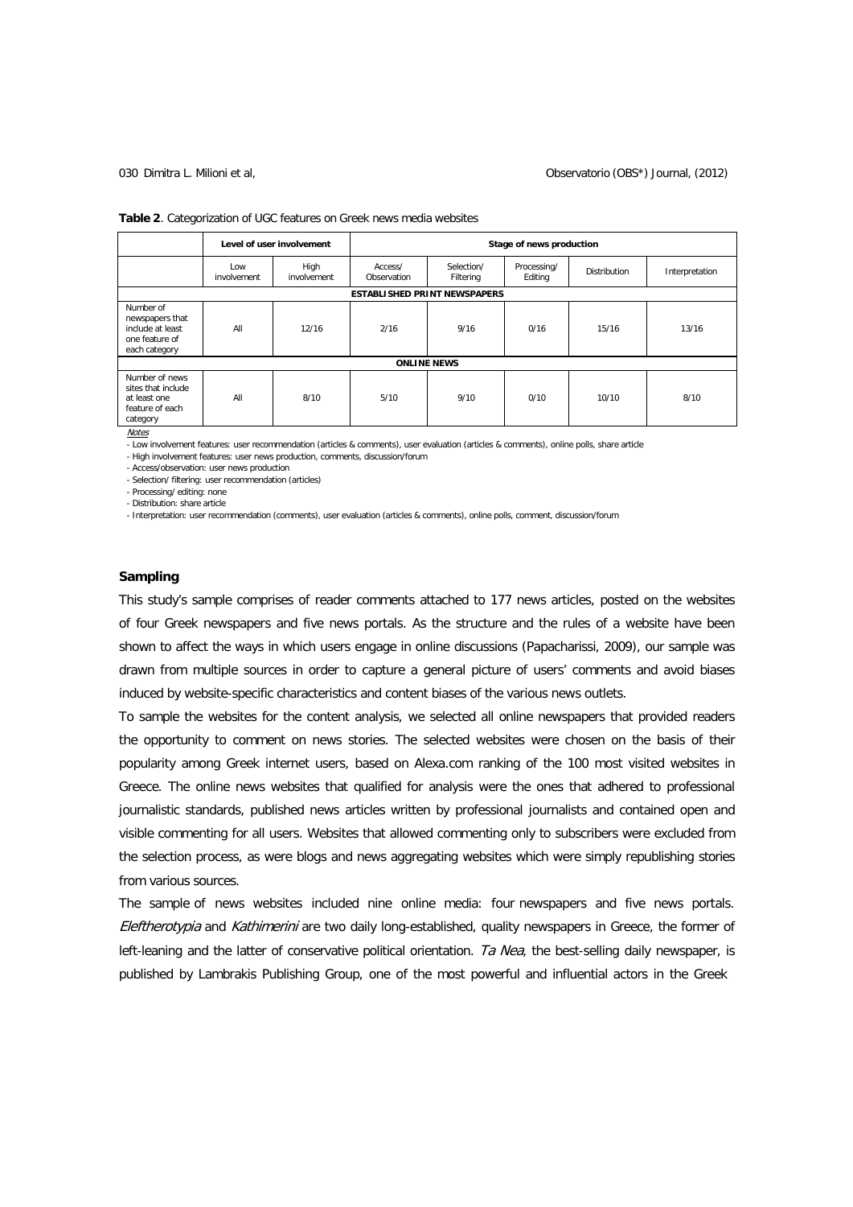**Table 2**. Categorization of UGC features on Greek news media websites

| | Level of user involvement | | Stage of news production | | | | |
|---|---|---|---|---|---|---|---|
| | Low involvement | High involvement | Access/ Observation | Selection/ Filtering | Processing/ Editing | Distribution | Interpretation |
| **ESTABLISHED PRINT NEWSPAPERS** | | | | | | | |
| Number of newspapers that include at least one feature of each category | All | 12/16 | 2/16 | 9/16 | 0/16 | 15/16 | 13/16 |
| **ONLINE NEWS** | | | | | | | |
| Number of news sites that include at least one feature of each category | All | 8/10 | 5/10 | 9/10 | 0/10 | 10/10 | 8/10 |

*Notes*

- Low involvement features: user recommendation (articles & comments), user evaluation (articles & comments), online polls, share article
- High involvement features: user news production, comments, discussion/forum
- Access/observation: user news production
- Selection/ filtering: user recommendation (articles)
- Processing/ editing: none
- Distribution: share article
- Interpretation: user recommendation (comments), user evaluation (articles & comments), online polls, comment, discussion/forum

**Sampling**

This study's sample comprises of reader comments attached to 177 news articles, posted on the websites of four Greek newspapers and five news portals. As the structure and the rules of a website have been shown to affect the ways in which users engage in online discussions (Papacharissi, 2009), our sample was drawn from multiple sources in order to capture a general picture of users' comments and avoid biases induced by website-specific characteristics and content biases of the various news outlets.

To sample the websites for the content analysis, we selected all online newspapers that provided readers the opportunity to comment on news stories. The selected websites were chosen on the basis of their popularity among Greek internet users, based on Alexa.com ranking of the 100 most visited websites in Greece. The online news websites that qualified for analysis were the ones that adhered to professional journalistic standards, published news articles written by professional journalists and contained open and visible commenting for all users. Websites that allowed commenting only to subscribers were excluded from the selection process, as were blogs and news aggregating websites which were simply republishing stories from various sources.

The sample of news websites included nine online media: four newspapers and five news portals. *Eleftherotypia* and *Kathimerini* are two daily long-established, quality newspapers in Greece, the former of left-leaning and the latter of conservative political orientation. *Ta Nea*, the best-selling daily newspaper, is published by Lambrakis Publishing Group, one of the most powerful and influential actors in the Greek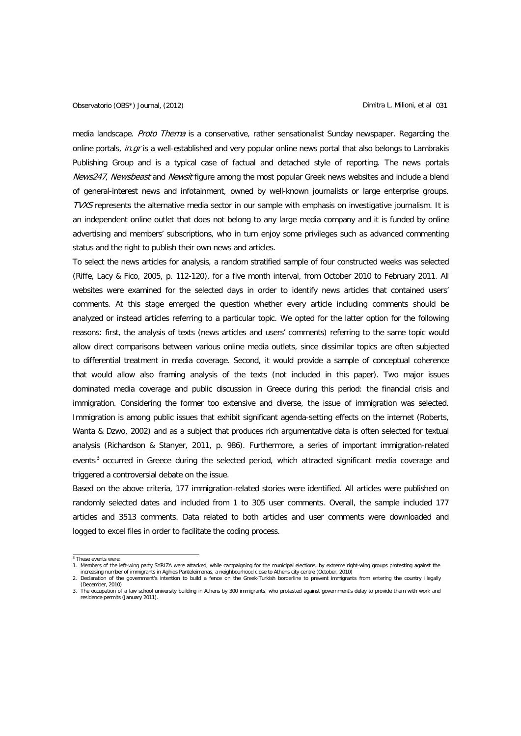media landscape. *Proto Thema* is a conservative, rather sensationalist Sunday newspaper. Regarding the online portals, *in.gr* is a well-established and very popular online news portal that also belongs to Lambrakis Publishing Group and is a typical case of factual and detached style of reporting. The news portals *News247*, *Newsbeast* and *Newsit* figure among the most popular Greek news websites and include a blend of general-interest news and infotainment, owned by well-known journalists or large enterprise groups. *TVXS* represents the alternative media sector in our sample with emphasis on investigative journalism. It is an independent online outlet that does not belong to any large media company and it is funded by online advertising and members' subscriptions, who in turn enjoy some privileges such as advanced commenting status and the right to publish their own news and articles.

To select the news articles for analysis, a random stratified sample of four constructed weeks was selected (Riffe, Lacy & Fico, 2005, p. 112-120), for a five month interval, from October 2010 to February 2011. All websites were examined for the selected days in order to identify news articles that contained users' comments. At this stage emerged the question whether every article including comments should be analyzed or instead articles referring to a particular topic. We opted for the latter option for the following reasons: first, the analysis of texts (news articles and users' comments) referring to the same topic would allow direct comparisons between various online media outlets, since dissimilar topics are often subjected to differential treatment in media coverage. Second, it would provide a sample of conceptual coherence that would allow also framing analysis of the texts (not included in this paper). Two major issues dominated media coverage and public discussion in Greece during this period: the financial crisis and immigration. Considering the former too extensive and diverse, the issue of immigration was selected. Immigration is among public issues that exhibit significant agenda-setting effects on the internet (Roberts, Wanta & Dzwo, 2002) and as a subject that produces rich argumentative data is often selected for textual analysis (Richardson & Stanyer, 2011, p. 986). Furthermore, a series of important immigration-related events[3] occurred in Greece during the selected period, which attracted significant media coverage and triggered a controversial debate on the issue.

Based on the above criteria, 177 immigration-related stories were identified. All articles were published on randomly selected dates and included from 1 to 305 user comments. Overall, the sample included 177 articles and 3513 comments. Data related to both articles and user comments were downloaded and logged to excel files in order to facilitate the coding process.

---

[3] These events were:

1. Members of the left-wing party SYRIZA were attacked, while campaigning for the municipal elections, by extreme right-wing groups protesting against the increasing number of immigrants in Aghios Panteleimonas, a neighbourhood close to Athens city centre (October, 2010)
2. Declaration of the government's intention to build a fence on the Greek-Turkish borderline to prevent immigrants from entering the country illegally (December, 2010)
3. The occupation of a law school university building in Athens by 300 immigrants, who protested against government's delay to provide them with work and residence permits (January 2011).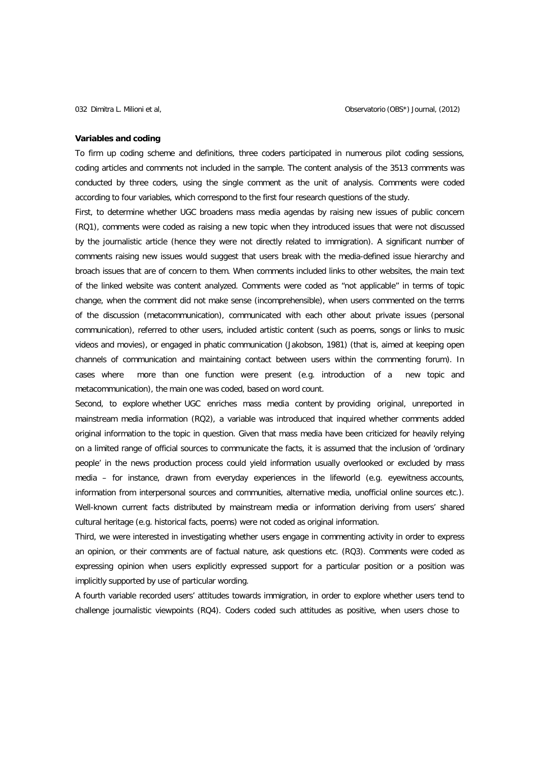**Variables and coding**

To firm up coding scheme and definitions, three coders participated in numerous pilot coding sessions, coding articles and comments not included in the sample. The content analysis of the 3513 comments was conducted by three coders, using the single comment as the unit of analysis. Comments were coded according to four variables, which correspond to the first four research questions of the study.

First, to determine whether UGC broadens mass media agendas by raising new issues of public concern (RQ1), comments were coded as raising a new topic when they introduced issues that were not discussed by the journalistic article (hence they were not directly related to immigration). A significant number of comments raising new issues would suggest that users break with the media-defined issue hierarchy and broach issues that are of concern to them. When comments included links to other websites, the main text of the linked website was content analyzed. Comments were coded as "not applicable" in terms of topic change, when the comment did not make sense (incomprehensible), when users commented on the terms of the discussion (metacommunication), communicated with each other about private issues (personal communication), referred to other users, included artistic content (such as poems, songs or links to music videos and movies), or engaged in phatic communication (Jakobson, 1981) (that is, aimed at keeping open channels of communication and maintaining contact between users within the commenting forum). In cases where more than one function were present (e.g. introduction of a new topic and metacommunication), the main one was coded, based on word count.

Second, to explore whether UGC enriches mass media content by providing original, unreported in mainstream media information (RQ2), a variable was introduced that inquired whether comments added original information to the topic in question. Given that mass media have been criticized for heavily relying on a limited range of official sources to communicate the facts, it is assumed that the inclusion of 'ordinary people' in the news production process could yield information usually overlooked or excluded by mass media – for instance, drawn from everyday experiences in the lifeworld (e.g. eyewitness accounts, information from interpersonal sources and communities, alternative media, unofficial online sources etc.). Well-known current facts distributed by mainstream media or information deriving from users' shared cultural heritage (e.g. historical facts, poems) were not coded as original information.

Third, we were interested in investigating whether users engage in commenting activity in order to express an opinion, or their comments are of factual nature, ask questions etc. (RQ3). Comments were coded as expressing opinion when users explicitly expressed support for a particular position or a position was implicitly supported by use of particular wording.

A fourth variable recorded users' attitudes towards immigration, in order to explore whether users tend to challenge journalistic viewpoints (RQ4). Coders coded such attitudes as positive, when users chose to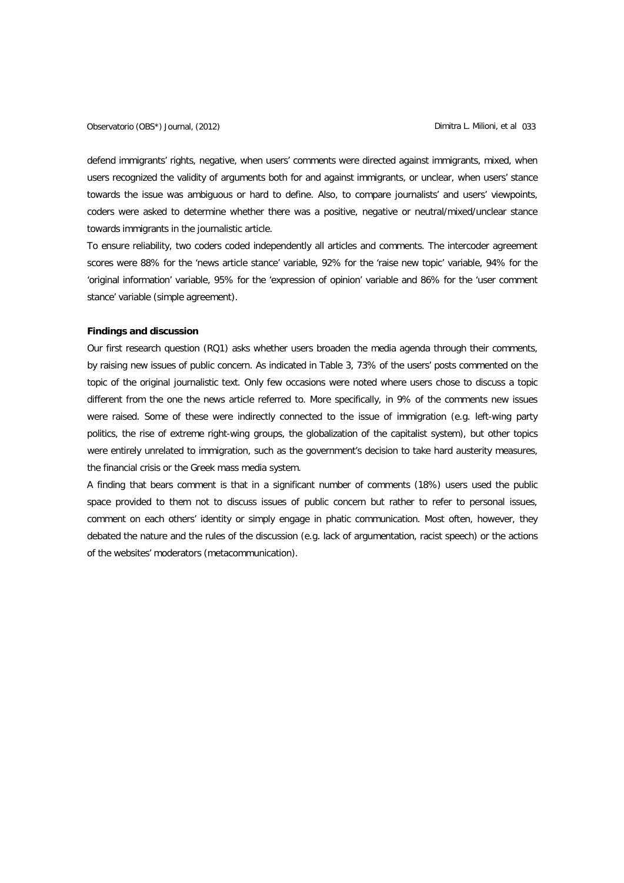defend immigrants' rights, negative, when users' comments were directed against immigrants, mixed, when users recognized the validity of arguments both for and against immigrants, or unclear, when users' stance towards the issue was ambiguous or hard to define. Also, to compare journalists' and users' viewpoints, coders were asked to determine whether there was a positive, negative or neutral/mixed/unclear stance towards immigrants in the journalistic article.

To ensure reliability, two coders coded independently all articles and comments. The intercoder agreement scores were 88% for the 'news article stance' variable, 92% for the 'raise new topic' variable, 94% for the 'original information' variable, 95% for the 'expression of opinion' variable and 86% for the 'user comment stance' variable (simple agreement).

**Findings and discussion**

Our first research question (RQ1) asks whether users broaden the media agenda through their comments, by raising new issues of public concern. As indicated in Table 3, 73% of the users' posts commented on the topic of the original journalistic text. Only few occasions were noted where users chose to discuss a topic different from the one the news article referred to. More specifically, in 9% of the comments new issues were raised. Some of these were indirectly connected to the issue of immigration (e.g. left-wing party politics, the rise of extreme right-wing groups, the globalization of the capitalist system), but other topics were entirely unrelated to immigration, such as the government's decision to take hard austerity measures, the financial crisis or the Greek mass media system.

A finding that bears comment is that in a significant number of comments (18%) users used the public space provided to them not to discuss issues of public concern but rather to refer to personal issues, comment on each others' identity or simply engage in phatic communication. Most often, however, they debated the nature and the rules of the discussion (e.g. lack of argumentation, racist speech) or the actions of the websites' moderators (metacommunication).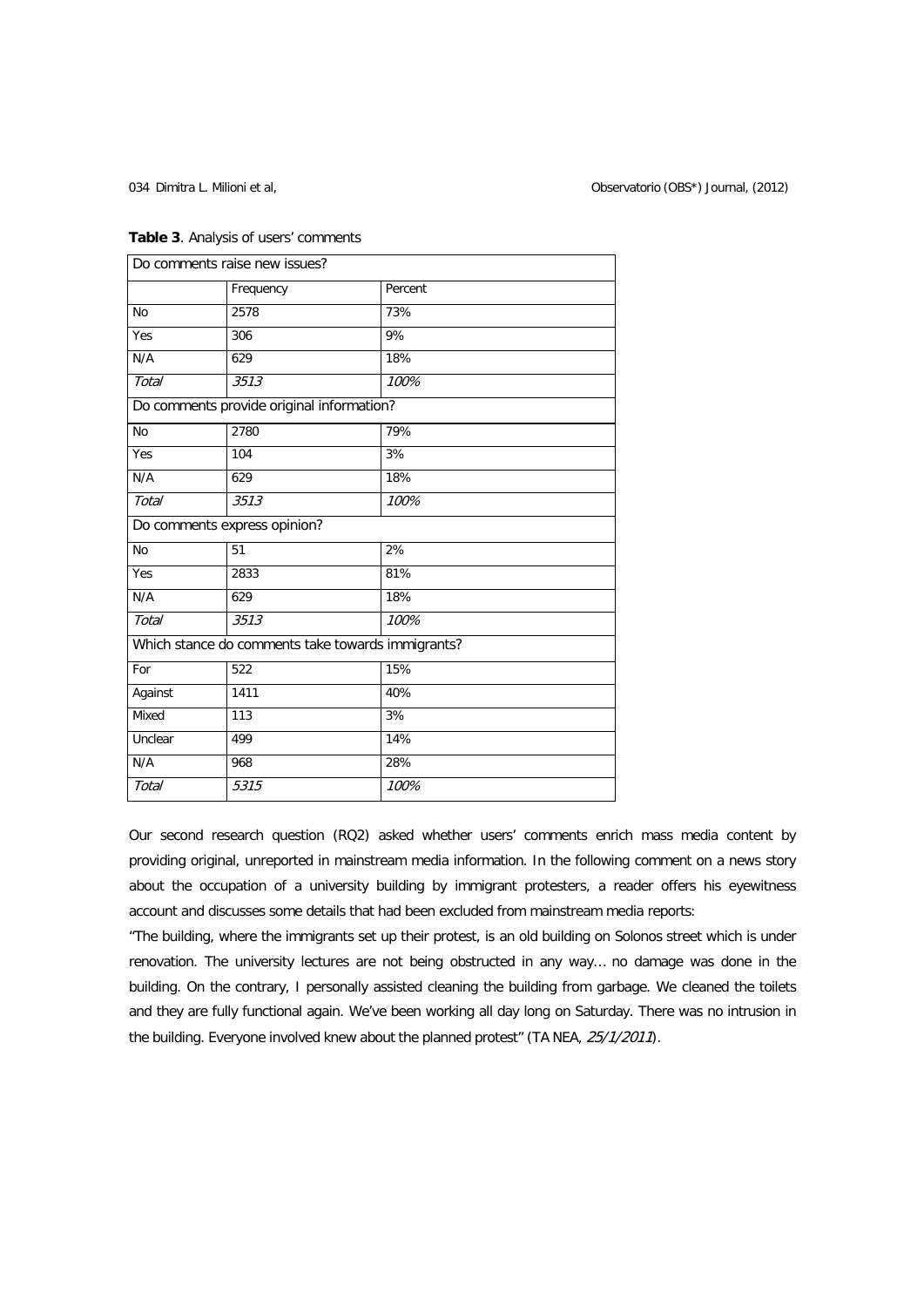**Table 3**. Analysis of users' comments

| Do comments raise new issues? | | |
|---|---|---|
| | Frequency | Percent |
| No | 2578 | 73% |
| Yes | 306 | 9% |
| N/A | 629 | 18% |
| *Total* | *3513* | *100%* |
| Do comments provide original information? | | |
| No | 2780 | 79% |
| Yes | 104 | 3% |
| N/A | 629 | 18% |
| *Total* | *3513* | *100%* |
| Do comments express opinion? | | |
| No | 51 | 2% |
| Yes | 2833 | 81% |
| N/A | 629 | 18% |
| *Total* | *3513* | *100%* |
| Which stance do comments take towards immigrants? | | |
| For | 522 | 15% |
| Against | 1411 | 40% |
| Mixed | 113 | 3% |
| Unclear | 499 | 14% |
| N/A | 968 | 28% |
| *Total* | *5315* | *100%* |

Our second research question (RQ2) asked whether users' comments enrich mass media content by providing original, unreported in mainstream media information. In the following comment on a news story about the occupation of a university building by immigrant protesters, a reader offers his eyewitness account and discusses some details that had been excluded from mainstream media reports:

"The building, where the immigrants set up their protest, is an old building on Solonos street which is under renovation. The university lectures are not being obstructed in any way… no damage was done in the building. On the contrary, I personally assisted cleaning the building from garbage. We cleaned the toilets and they are fully functional again. We've been working all day long on Saturday. There was no intrusion in the building. Everyone involved knew about the planned protest" (TA NEA, *25/1/2011*).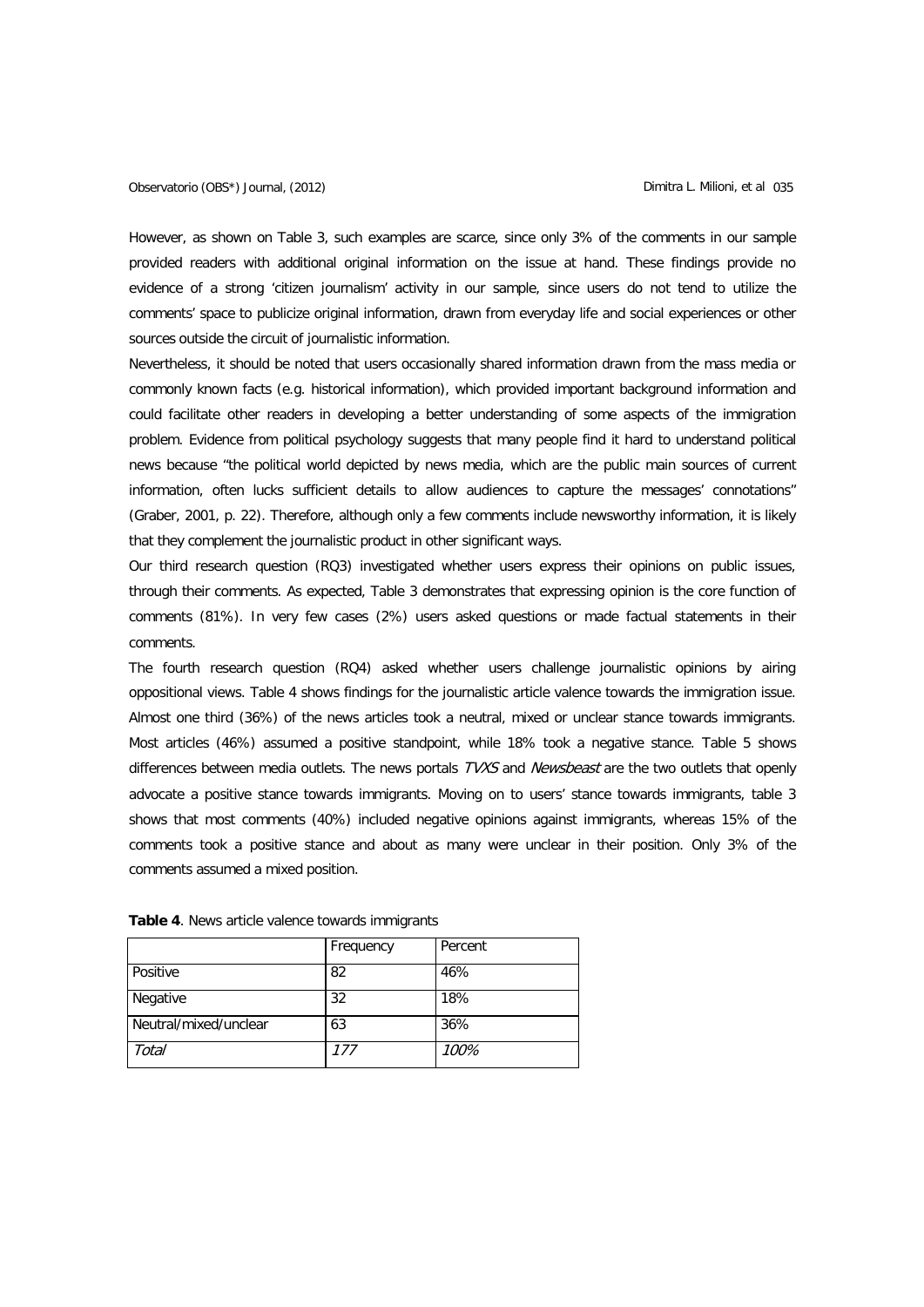However, as shown on Table 3, such examples are scarce, since only 3% of the comments in our sample provided readers with additional original information on the issue at hand. These findings provide no evidence of a strong 'citizen journalism' activity in our sample, since users do not tend to utilize the comments' space to publicize original information, drawn from everyday life and social experiences or other sources outside the circuit of journalistic information.

Nevertheless, it should be noted that users occasionally shared information drawn from the mass media or commonly known facts (e.g. historical information), which provided important background information and could facilitate other readers in developing a better understanding of some aspects of the immigration problem. Evidence from political psychology suggests that many people find it hard to understand political news because "the political world depicted by news media, which are the public main sources of current information, often lucks sufficient details to allow audiences to capture the messages' connotations" (Graber, 2001, p. 22). Therefore, although only a few comments include newsworthy information, it is likely that they complement the journalistic product in other significant ways.

Our third research question (RQ3) investigated whether users express their opinions on public issues, through their comments. As expected, Table 3 demonstrates that expressing opinion is the core function of comments (81%). In very few cases (2%) users asked questions or made factual statements in their comments.

The fourth research question (RQ4) asked whether users challenge journalistic opinions by airing oppositional views. Table 4 shows findings for the journalistic article valence towards the immigration issue. Almost one third (36%) of the news articles took a neutral, mixed or unclear stance towards immigrants. Most articles (46%) assumed a positive standpoint, while 18% took a negative stance. Table 5 shows differences between media outlets. The news portals *TVXS* and *Newsbeast* are the two outlets that openly advocate a positive stance towards immigrants. Moving on to users' stance towards immigrants, table 3 shows that most comments (40%) included negative opinions against immigrants, whereas 15% of the comments took a positive stance and about as many were unclear in their position. Only 3% of the comments assumed a mixed position.

**Table 4**. News article valence towards immigrants

| | Frequency | Percent |
|---|---|---|
| Positive | 82 | 46% |
| Negative | 32 | 18% |
| Neutral/mixed/unclear | 63 | 36% |
| *Total* | *177* | *100%* |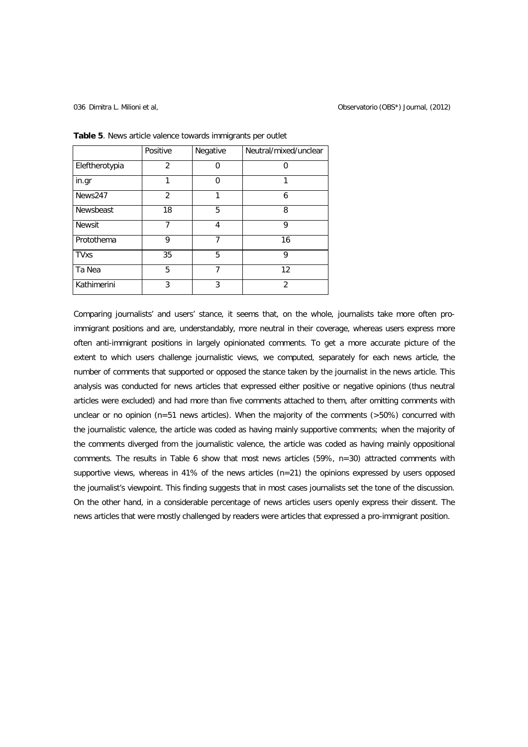**Table 5**. News article valence towards immigrants per outlet

| | Positive | Negative | Neutral/mixed/unclear |
|---|---|---|---|
| Eleftherotypia | 2 | 0 | 0 |
| in.gr | 1 | 0 | 1 |
| News247 | 2 | 1 | 6 |
| Newsbeast | 18 | 5 | 8 |
| Newsit | 7 | 4 | 9 |
| Protothema | 9 | 7 | 16 |
| TVxs | 35 | 5 | 9 |
| Ta Nea | 5 | 7 | 12 |
| Kathimerini | 3 | 3 | 2 |

Comparing journalists' and users' stance, it seems that, on the whole, journalists take more often pro-immigrant positions and are, understandably, more neutral in their coverage, whereas users express more often anti-immigrant positions in largely opinionated comments. To get a more accurate picture of the extent to which users challenge journalistic views, we computed, separately for each news article, the number of comments that supported or opposed the stance taken by the journalist in the news article. This analysis was conducted for news articles that expressed either positive or negative opinions (thus neutral articles were excluded) and had more than five comments attached to them, after omitting comments with unclear or no opinion (n=51 news articles). When the majority of the comments (>50%) concurred with the journalistic valence, the article was coded as having mainly supportive comments; when the majority of the comments diverged from the journalistic valence, the article was coded as having mainly oppositional comments. The results in Table 6 show that most news articles (59%, n=30) attracted comments with supportive views, whereas in 41% of the news articles (n=21) the opinions expressed by users opposed the journalist's viewpoint. This finding suggests that in most cases journalists set the tone of the discussion. On the other hand, in a considerable percentage of news articles users openly express their dissent. The news articles that were mostly challenged by readers were articles that expressed a pro-immigrant position.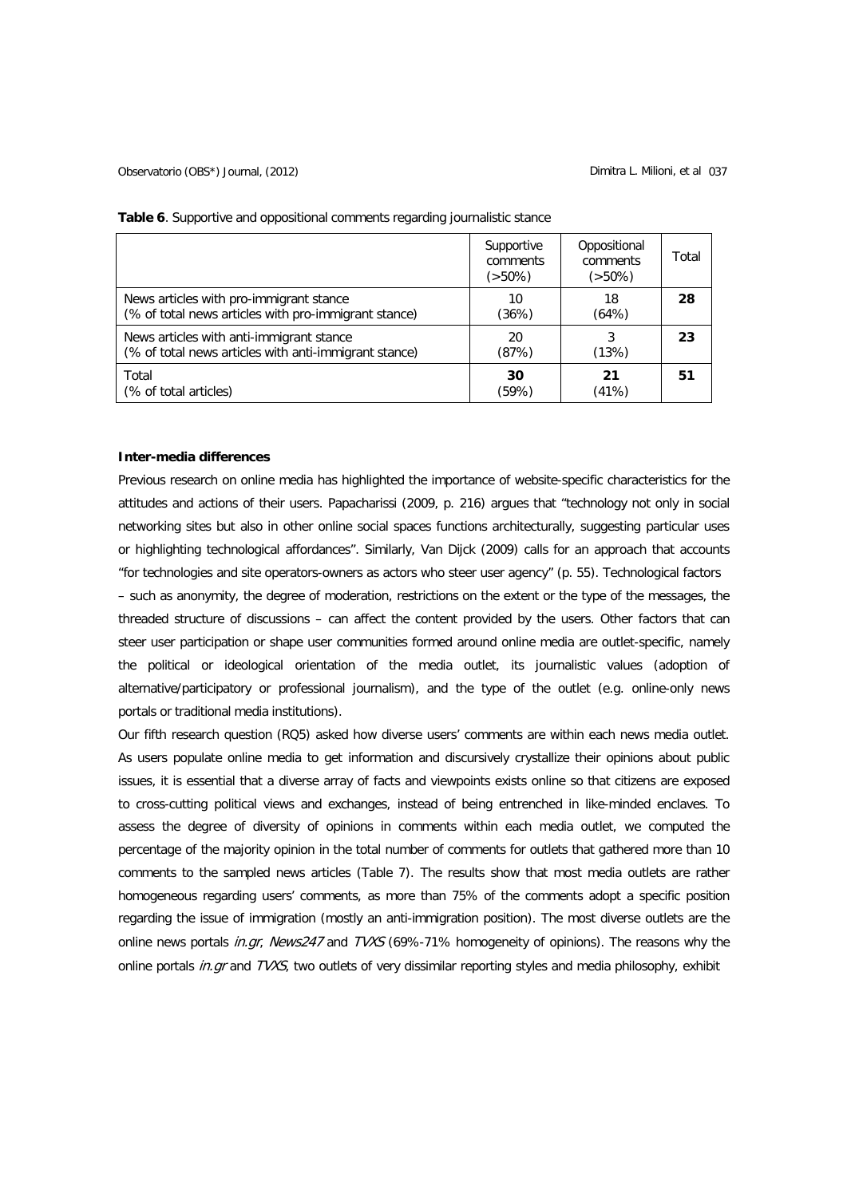**Table 6**. Supportive and oppositional comments regarding journalistic stance

| | Supportive comments (>50%) | Oppositional comments (>50%) | Total |
|---|---|---|---|
| News articles with pro-immigrant stance (% of total news articles with pro-immigrant stance) | 10 (36%) | 18 (64%) | **28** |
| News articles with anti-immigrant stance (% of total news articles with anti-immigrant stance) | 20 (87%) | 3 (13%) | **23** |
| Total (% of total articles) | **30** (59%) | **21** (41%) | **51** |

**Inter-media differences**

Previous research on online media has highlighted the importance of website-specific characteristics for the attitudes and actions of their users. Papacharissi (2009, p. 216) argues that "technology not only in social networking sites but also in other online social spaces functions architecturally, suggesting particular uses or highlighting technological affordances". Similarly, Van Dijck (2009) calls for an approach that accounts "for technologies and site operators-owners as actors who steer user agency" (p. 55). Technological factors – such as anonymity, the degree of moderation, restrictions on the extent or the type of the messages, the threaded structure of discussions – can affect the content provided by the users. Other factors that can steer user participation or shape user communities formed around online media are outlet-specific, namely the political or ideological orientation of the media outlet, its journalistic values (adoption of alternative/participatory or professional journalism), and the type of the outlet (e.g. online-only news portals or traditional media institutions).

Our fifth research question (RQ5) asked how diverse users' comments are within each news media outlet. As users populate online media to get information and discursively crystallize their opinions about public issues, it is essential that a diverse array of facts and viewpoints exists online so that citizens are exposed to cross-cutting political views and exchanges, instead of being entrenched in like-minded enclaves. To assess the degree of diversity of opinions in comments within each media outlet, we computed the percentage of the majority opinion in the total number of comments for outlets that gathered more than 10 comments to the sampled news articles (Table 7). The results show that most media outlets are rather homogeneous regarding users' comments, as more than 75% of the comments adopt a specific position regarding the issue of immigration (mostly an anti-immigration position). The most diverse outlets are the online news portals *in.gr*, *News247* and *TVXS* (69%-71% homogeneity of opinions). The reasons why the online portals *in.gr* and *TVXS*, two outlets of very dissimilar reporting styles and media philosophy, exhibit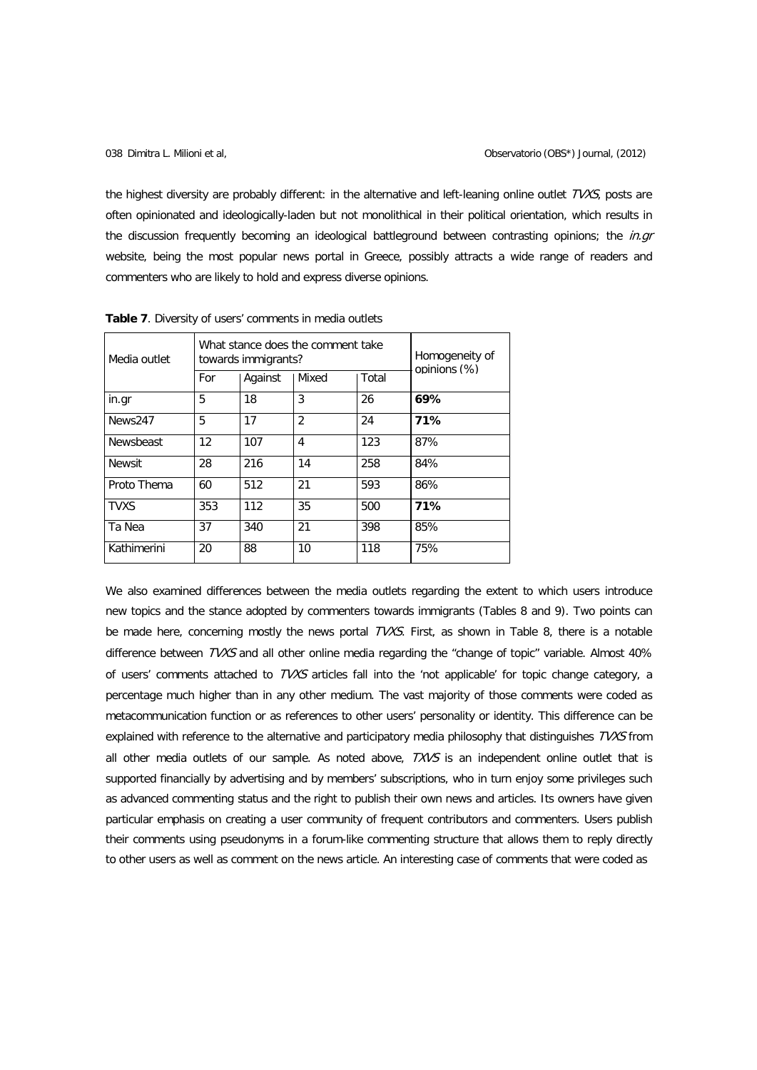the highest diversity are probably different: in the alternative and left-leaning online outlet *TVXS*, posts are often opinionated and ideologically-laden but not monolithical in their political orientation, which results in the discussion frequently becoming an ideological battleground between contrasting opinions; the *in.gr* website, being the most popular news portal in Greece, possibly attracts a wide range of readers and commenters who are likely to hold and express diverse opinions.

**Table 7**. Diversity of users' comments in media outlets

| Media outlet | What stance does the comment take towards immigrants? | | | | Homogeneity of opinions (%) |
|---|---|---|---|---|---|
| | For | Against | Mixed | Total | |
| in.gr | 5 | 18 | 3 | 26 | **69%** |
| News247 | 5 | 17 | 2 | 24 | **71%** |
| Newsbeast | 12 | 107 | 4 | 123 | 87% |
| Newsit | 28 | 216 | 14 | 258 | 84% |
| Proto Thema | 60 | 512 | 21 | 593 | 86% |
| TVXS | 353 | 112 | 35 | 500 | **71%** |
| Ta Nea | 37 | 340 | 21 | 398 | 85% |
| Kathimerini | 20 | 88 | 10 | 118 | 75% |

We also examined differences between the media outlets regarding the extent to which users introduce new topics and the stance adopted by commenters towards immigrants (Tables 8 and 9). Two points can be made here, concerning mostly the news portal *TVXS*. First, as shown in Table 8, there is a notable difference between *TVXS* and all other online media regarding the "change of topic" variable. Almost 40% of users' comments attached to *TVXS* articles fall into the 'not applicable' for topic change category, a percentage much higher than in any other medium. The vast majority of those comments were coded as metacommunication function or as references to other users' personality or identity. This difference can be explained with reference to the alternative and participatory media philosophy that distinguishes *TVXS* from all other media outlets of our sample. As noted above, *TXVS* is an independent online outlet that is supported financially by advertising and by members' subscriptions, who in turn enjoy some privileges such as advanced commenting status and the right to publish their own news and articles. Its owners have given particular emphasis on creating a user community of frequent contributors and commenters. Users publish their comments using pseudonyms in a forum-like commenting structure that allows them to reply directly to other users as well as comment on the news article. An interesting case of comments that were coded as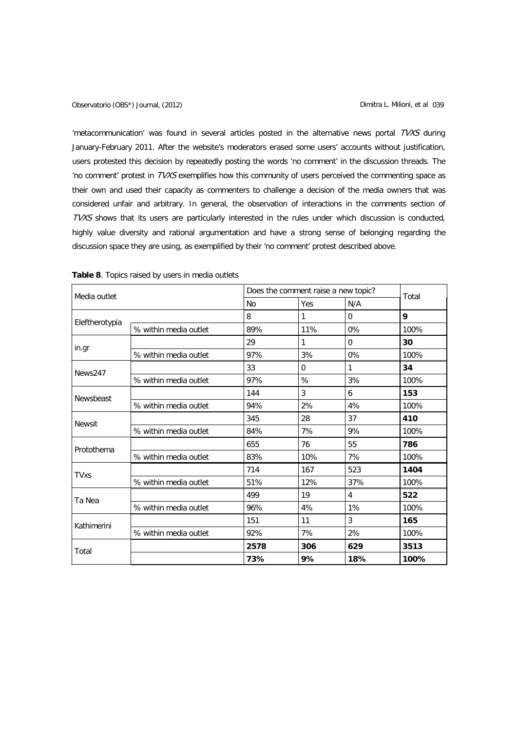'metacommunication' was found in several articles posted in the alternative news portal *TVXS* during January-February 2011. After the website's moderators erased some users' accounts without justification, users protested this decision by repeatedly posting the words 'no comment' in the discussion threads. The 'no comment' protest in *TVXS* exemplifies how this community of users perceived the commenting space as their own and used their capacity as commenters to challenge a decision of the media owners that was considered unfair and arbitrary. In general, the observation of interactions in the comments section of *TVXS* shows that its users are particularly interested in the rules under which discussion is conducted, highly value diversity and rational argumentation and have a strong sense of belonging regarding the discussion space they are using, as exemplified by their 'no comment' protest described above.

**Table 8**. Topics raised by users in media outlets

| Media outlet | | Does the comment raise a new topic? | | | Total |
|---|---|---|---|---|---|
| | | No | Yes | N/A | |
| Eleftherotypia | | 8 | 1 | 0 | **9** |
| | % within media outlet | 89% | 11% | 0% | 100% |
| in.gr | | 29 | 1 | 0 | **30** |
| | % within media outlet | 97% | 3% | 0% | 100% |
| News247 | | 33 | 0 | 1 | **34** |
| | % within media outlet | 97% | % | 3% | 100% |
| Newsbeast | | 144 | 3 | 6 | **153** |
| | % within media outlet | 94% | 2% | 4% | 100% |
| Newsit | | 345 | 28 | 37 | **410** |
| | % within media outlet | 84% | 7% | 9% | 100% |
| Protothema | | 655 | 76 | 55 | **786** |
| | % within media outlet | 83% | 10% | 7% | 100% |
| TVxs | | 714 | 167 | 523 | **1404** |
| | % within media outlet | 51% | 12% | 37% | 100% |
| Ta Nea | | 499 | 19 | 4 | **522** |
| | % within media outlet | 96% | 4% | 1% | 100% |
| Kathimerini | | 151 | 11 | 3 | **165** |
| | % within media outlet | 92% | 7% | 2% | 100% |
| Total | | **2578** | **306** | **629** | **3513** |
| | | **73%** | **9%** | **18%** | **100%** |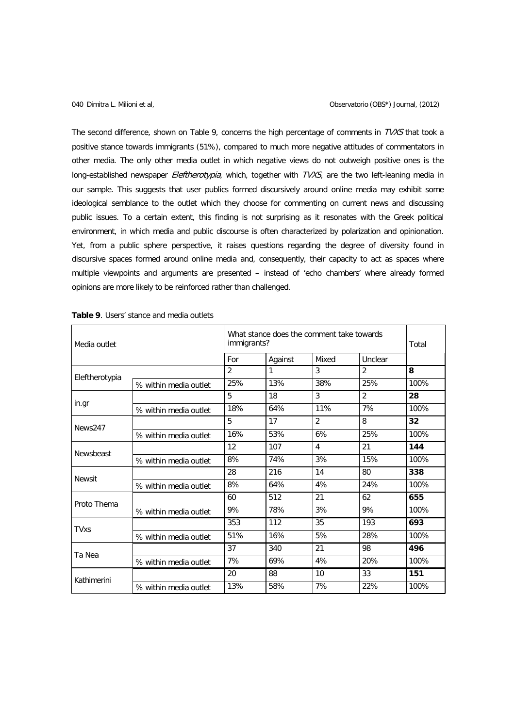The second difference, shown on Table 9, concerns the high percentage of comments in *TVXS* that took a positive stance towards immigrants (51%), compared to much more negative attitudes of commentators in other media. The only other media outlet in which negative views do not outweigh positive ones is the long-established newspaper *Eleftherotypia*, which, together with *TVXS*, are the two left-leaning media in our sample. This suggests that user publics formed discursively around online media may exhibit some ideological semblance to the outlet which they choose for commenting on current news and discussing public issues. To a certain extent, this finding is not surprising as it resonates with the Greek political environment, in which media and public discourse is often characterized by polarization and opinionation. Yet, from a public sphere perspective, it raises questions regarding the degree of diversity found in discursive spaces formed around online media and, consequently, their capacity to act as spaces where multiple viewpoints and arguments are presented – instead of 'echo chambers' where already formed opinions are more likely to be reinforced rather than challenged.

**Table 9**. Users' stance and media outlets

| Media outlet | | What stance does the comment take towards immigrants? | | | | Total |
|---|---|---|---|---|---|---|
| | | For | Against | Mixed | Unclear | |
| Eleftherotypia | | 2 | 1 | 3 | 2 | **8** |
| | % within media outlet | 25% | 13% | 38% | 25% | 100% |
| in.gr | | 5 | 18 | 3 | 2 | **28** |
| | % within media outlet | 18% | 64% | 11% | 7% | 100% |
| News247 | | 5 | 17 | 2 | 8 | **32** |
| | % within media outlet | 16% | 53% | 6% | 25% | 100% |
| Newsbeast | | 12 | 107 | 4 | 21 | **144** |
| | % within media outlet | 8% | 74% | 3% | 15% | 100% |
| Newsit | | 28 | 216 | 14 | 80 | **338** |
| | % within media outlet | 8% | 64% | 4% | 24% | 100% |
| Proto Thema | | 60 | 512 | 21 | 62 | **655** |
| | % within media outlet | 9% | 78% | 3% | 9% | 100% |
| TVxs | | 353 | 112 | 35 | 193 | **693** |
| | % within media outlet | 51% | 16% | 5% | 28% | 100% |
| Ta Nea | | 37 | 340 | 21 | 98 | **496** |
| | % within media outlet | 7% | 69% | 4% | 20% | 100% |
| Kathimerini | | 20 | 88 | 10 | 33 | **151** |
| | % within media outlet | 13% | 58% | 7% | 22% | 100% |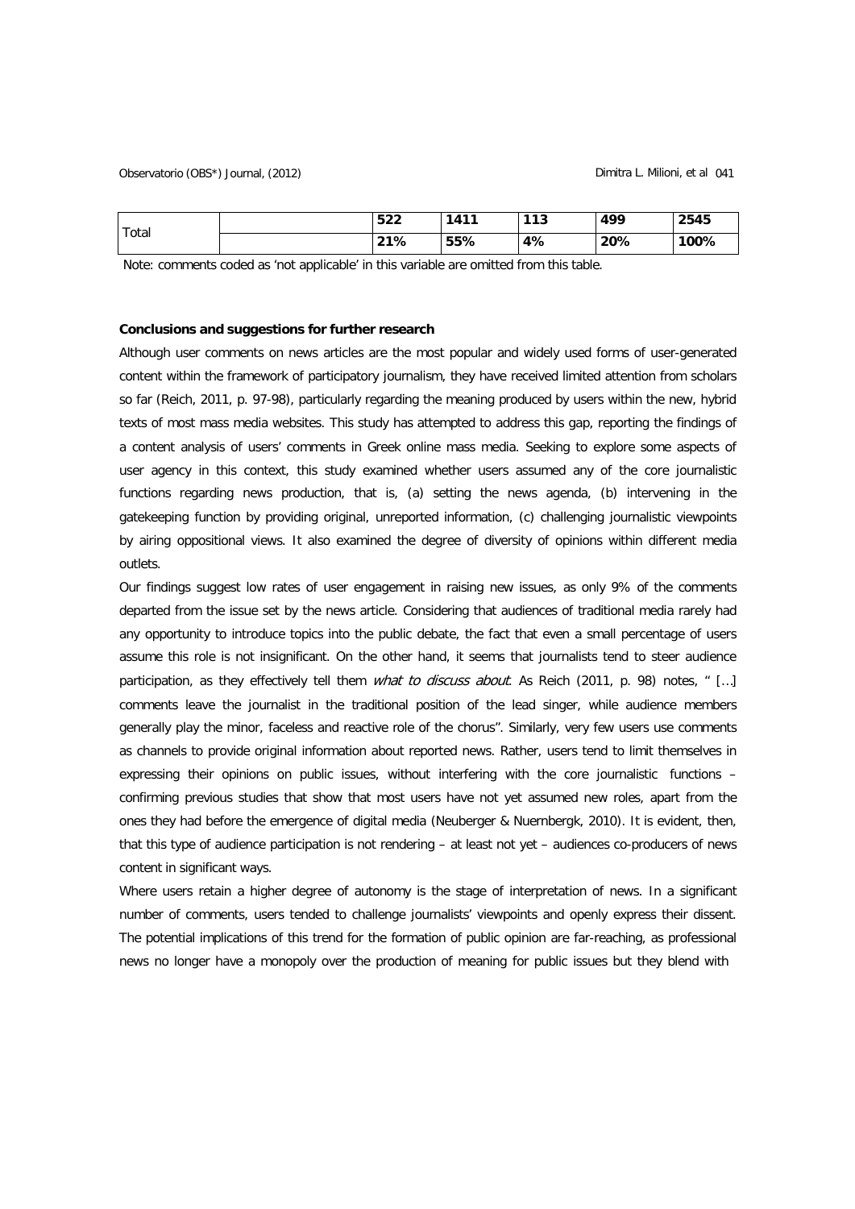| Total | | 522 | 1411 | 113 | 499 | 2545 |
|---|---|---|---|---|---|---|
| | | 21% | 55% | 4% | 20% | 100% |

Note: comments coded as 'not applicable' in this variable are omitted from this table.

**Conclusions and suggestions for further research**

Although user comments on news articles are the most popular and widely used forms of user-generated content within the framework of participatory journalism, they have received limited attention from scholars so far (Reich, 2011, p. 97-98), particularly regarding the meaning produced by users within the new, hybrid texts of most mass media websites. This study has attempted to address this gap, reporting the findings of a content analysis of users' comments in Greek online mass media. Seeking to explore some aspects of user agency in this context, this study examined whether users assumed any of the core journalistic functions regarding news production, that is, (a) setting the news agenda, (b) intervening in the gatekeeping function by providing original, unreported information, (c) challenging journalistic viewpoints by airing oppositional views. It also examined the degree of diversity of opinions within different media outlets.

Our findings suggest low rates of user engagement in raising new issues, as only 9% of the comments departed from the issue set by the news article. Considering that audiences of traditional media rarely had any opportunity to introduce topics into the public debate, the fact that even a small percentage of users assume this role is not insignificant. On the other hand, it seems that journalists tend to steer audience participation, as they effectively tell them *what to discuss about*. As Reich (2011, p. 98) notes, " […] comments leave the journalist in the traditional position of the lead singer, while audience members generally play the minor, faceless and reactive role of the chorus". Similarly, very few users use comments as channels to provide original information about reported news. Rather, users tend to limit themselves in expressing their opinions on public issues, without interfering with the core journalistic functions – confirming previous studies that show that most users have not yet assumed new roles, apart from the ones they had before the emergence of digital media (Neuberger & Nuernbergk, 2010). It is evident, then, that this type of audience participation is not rendering – at least not yet – audiences co-producers of news content in significant ways.

Where users retain a higher degree of autonomy is the stage of interpretation of news. In a significant number of comments, users tended to challenge journalists' viewpoints and openly express their dissent. The potential implications of this trend for the formation of public opinion are far-reaching, as professional news no longer have a monopoly over the production of meaning for public issues but they blend with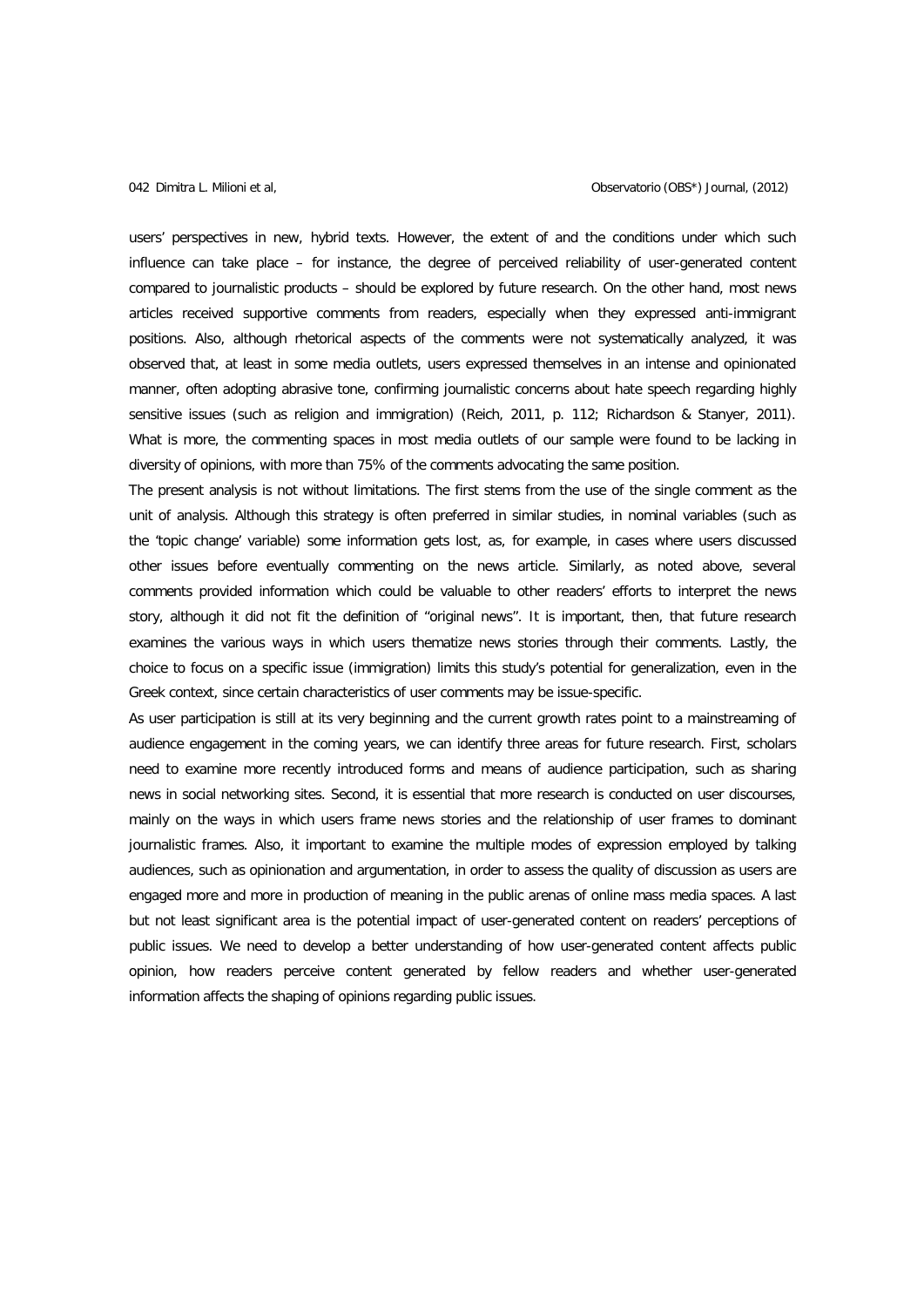users' perspectives in new, hybrid texts. However, the extent of and the conditions under which such influence can take place – for instance, the degree of perceived reliability of user-generated content compared to journalistic products – should be explored by future research. On the other hand, most news articles received supportive comments from readers, especially when they expressed anti-immigrant positions. Also, although rhetorical aspects of the comments were not systematically analyzed, it was observed that, at least in some media outlets, users expressed themselves in an intense and opinionated manner, often adopting abrasive tone, confirming journalistic concerns about hate speech regarding highly sensitive issues (such as religion and immigration) (Reich, 2011, p. 112; Richardson & Stanyer, 2011). What is more, the commenting spaces in most media outlets of our sample were found to be lacking in diversity of opinions, with more than 75% of the comments advocating the same position.

The present analysis is not without limitations. The first stems from the use of the single comment as the unit of analysis. Although this strategy is often preferred in similar studies, in nominal variables (such as the 'topic change' variable) some information gets lost, as, for example, in cases where users discussed other issues before eventually commenting on the news article. Similarly, as noted above, several comments provided information which could be valuable to other readers' efforts to interpret the news story, although it did not fit the definition of "original news". It is important, then, that future research examines the various ways in which users thematize news stories through their comments. Lastly, the choice to focus on a specific issue (immigration) limits this study's potential for generalization, even in the Greek context, since certain characteristics of user comments may be issue-specific.

As user participation is still at its very beginning and the current growth rates point to a mainstreaming of audience engagement in the coming years, we can identify three areas for future research. First, scholars need to examine more recently introduced forms and means of audience participation, such as sharing news in social networking sites. Second, it is essential that more research is conducted on user discourses, mainly on the ways in which users frame news stories and the relationship of user frames to dominant journalistic frames. Also, it important to examine the multiple modes of expression employed by talking audiences, such as opinionation and argumentation, in order to assess the quality of discussion as users are engaged more and more in production of meaning in the public arenas of online mass media spaces. A last but not least significant area is the potential impact of user-generated content on readers' perceptions of public issues. We need to develop a better understanding of how user-generated content affects public opinion, how readers perceive content generated by fellow readers and whether user-generated information affects the shaping of opinions regarding public issues.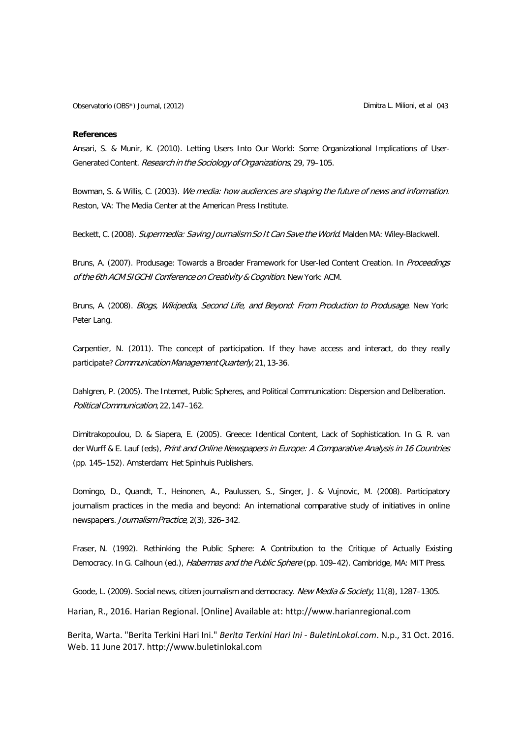**References**

Ansari, S. & Munir, K. (2010). Letting Users Into Our World: Some Organizational Implications of User-Generated Content. *Research in the Sociology of Organizations*, 29, 79–105.

Bowman, S. & Willis, C. (2003). *We media: how audiences are shaping the future of news and information*. Reston, VA: The Media Center at the American Press Institute.

Beckett, C. (2008). *Supermedia: Saving Journalism So It Can Save the World*. Malden MA: Wiley-Blackwell.

Bruns, A. (2007). Produsage: Towards a Broader Framework for User-led Content Creation. In *Proceedings of the 6th ACM SIGCHI Conference on Creativity & Cognition*. New York: ACM.

Bruns, A. (2008). *Blogs, Wikipedia, Second Life, and Beyond: From Production to Produsage*. New York: Peter Lang.

Carpentier, N. (2011). The concept of participation. If they have access and interact, do they really participate? *Communication Management Quarterly*, 21, 13-36.

Dahlgren, P. (2005). The Intemet, Public Spheres, and Political Communication: Dispersion and Deliberation. *Political Communication*, 22, 147–162.

Dimitrakopoulou, D. & Siapera, E. (2005). Greece: Identical Content, Lack of Sophistication. In G. R. van der Wurff & E. Lauf (eds), *Print and Online Newspapers in Europe: A Comparative Analysis in 16 Countries* (pp. 145–152). Amsterdam: Het Spinhuis Publishers.

Domingo, D., Quandt, T., Heinonen, A., Paulussen, S., Singer, J. & Vujnovic, M. (2008). Participatory journalism practices in the media and beyond: An international comparative study of initiatives in online newspapers. *Journalism Practice*, 2(3), 326–342.

Fraser, N. (1992). Rethinking the Public Sphere: A Contribution to the Critique of Actually Existing Democracy. In G. Calhoun (ed.), *Habermas and the Public Sphere* (pp. 109–42). Cambridge, MA: MIT Press.

Goode, L. (2009). Social news, citizen journalism and democracy. *New Media & Society*, 11(8), 1287–1305.

Harian, R., 2016. Harian Regional. [Online] Available at: http://www.harianregional.com

Berita, Warta. "Berita Terkini Hari Ini." *Berita Terkini Hari Ini - BuletinLokal.com*. N.p., 31 Oct. 2016. Web. 11 June 2017. http://www.buletinlokal.com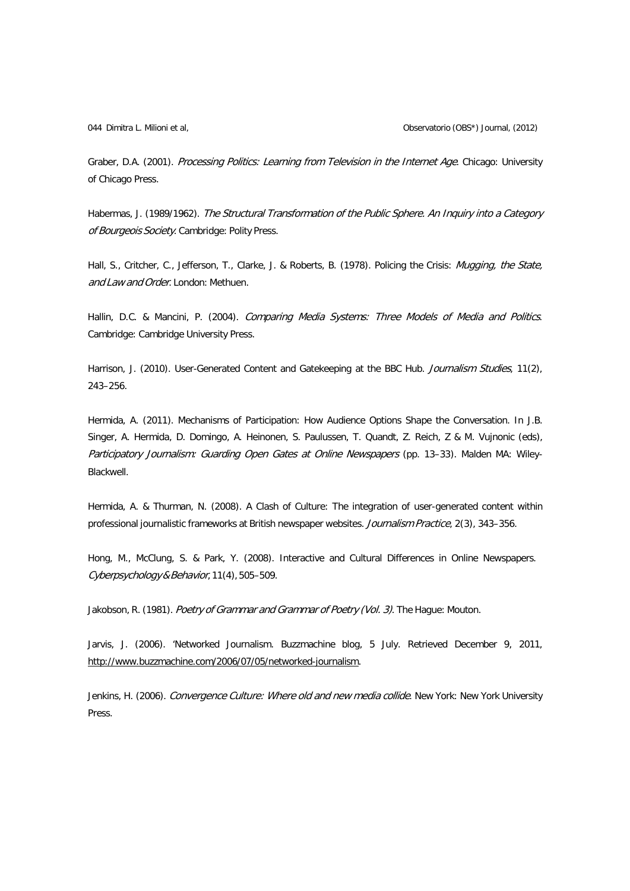Graber, D.A. (2001). *Processing Politics: Learning from Television in the Internet Age*. Chicago: University of Chicago Press.

Habermas, J. (1989/1962). *The Structural Transformation of the Public Sphere. An Inquiry into a Category of Bourgeois Society*. Cambridge: Polity Press.

Hall, S., Critcher, C., Jefferson, T., Clarke, J. & Roberts, B. (1978). Policing the Crisis: *Mugging, the State, and Law and Order*. London: Methuen.

Hallin, D.C. & Mancini, P. (2004). *Comparing Media Systems: Three Models of Media and Politics*. Cambridge: Cambridge University Press.

Harrison, J. (2010). User-Generated Content and Gatekeeping at the BBC Hub. *Journalism Studies*, 11(2), 243–256.

Hermida, A. (2011). Mechanisms of Participation: How Audience Options Shape the Conversation. In J.B. Singer, A. Hermida, D. Domingo, A. Heinonen, S. Paulussen, T. Quandt, Z. Reich, Z & M. Vujnonic (eds), *Participatory Journalism: Guarding Open Gates at Online Newspapers* (pp. 13–33). Malden MA: Wiley-Blackwell.

Hermida, A. & Thurman, N. (2008). A Clash of Culture: The integration of user-generated content within professional journalistic frameworks at British newspaper websites. *Journalism Practice*, 2(3), 343–356.

Hong, M., McClung, S. & Park, Y. (2008). Interactive and Cultural Differences in Online Newspapers. *Cyberpsychology & Behavior*, 11(4), 505–509.

Jakobson, R. (1981). *Poetry of Grammar and Grammar of Poetry (Vol. 3)*. The Hague: Mouton.

Jarvis, J. (2006). 'Networked Journalism. Buzzmachine blog, 5 July. Retrieved December 9, 2011, http://www.buzzmachine.com/2006/07/05/networked-journalism.

Jenkins, H. (2006). *Convergence Culture: Where old and new media collide*. New York: New York University Press.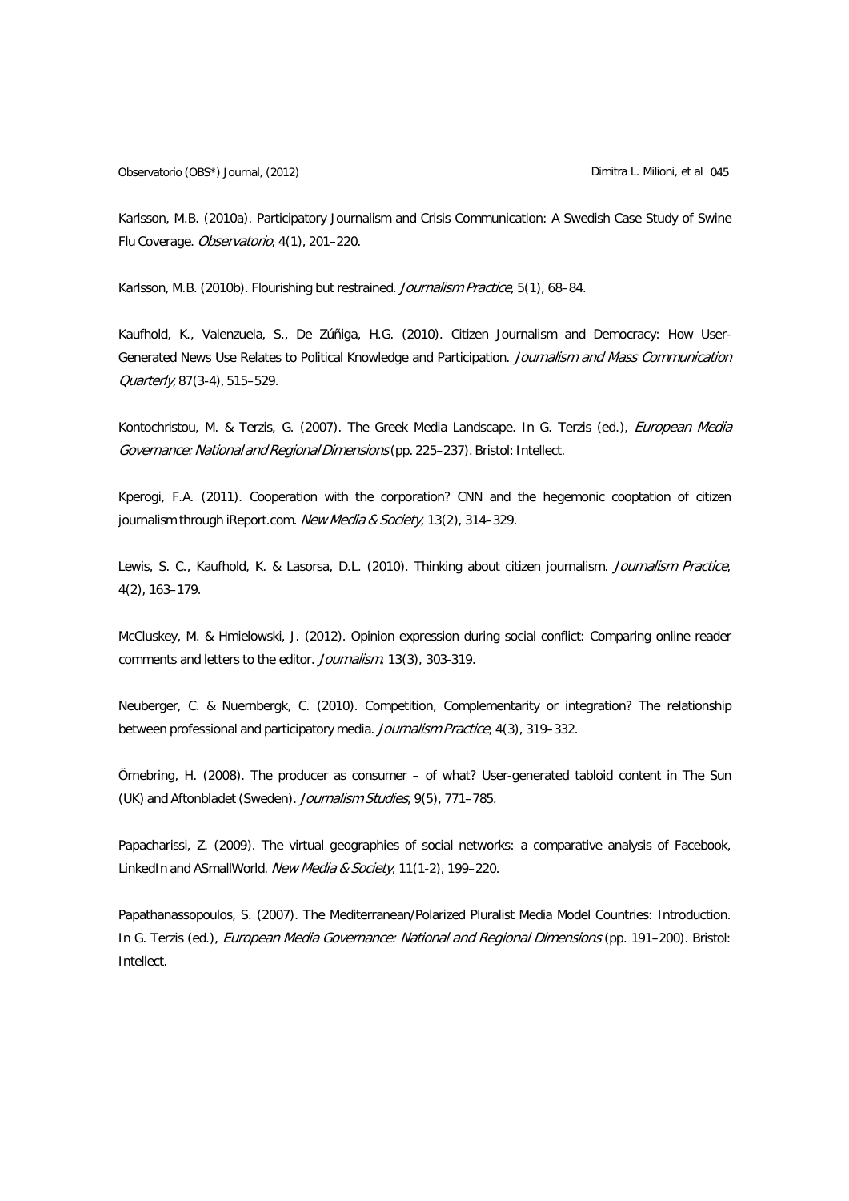Karlsson, M.B. (2010a). Participatory Journalism and Crisis Communication: A Swedish Case Study of Swine Flu Coverage. *Observatorio*, 4(1), 201–220.

Karlsson, M.B. (2010b). Flourishing but restrained. *Journalism Practice*, 5(1), 68–84.

Kaufhold, K., Valenzuela, S., De Zúñiga, H.G. (2010). Citizen Journalism and Democracy: How User-Generated News Use Relates to Political Knowledge and Participation. *Journalism and Mass Communication Quarterly*, 87(3-4), 515–529.

Kontochristou, M. & Terzis, G. (2007). The Greek Media Landscape. In G. Terzis (ed.), *European Media Governance: National and Regional Dimensions* (pp. 225–237). Bristol: Intellect.

Kperogi, F.A. (2011). Cooperation with the corporation? CNN and the hegemonic cooptation of citizen journalism through iReport.com. *New Media & Society*, 13(2), 314–329.

Lewis, S. C., Kaufhold, K. & Lasorsa, D.L. (2010). Thinking about citizen journalism. *Journalism Practice*, 4(2), 163–179.

McCluskey, M. & Hmielowski, J. (2012). Opinion expression during social conflict: Comparing online reader comments and letters to the editor. *Journalism*, 13(3), 303-319.

Neuberger, C. & Nuernbergk, C. (2010). Competition, Complementarity or integration? The relationship between professional and participatory media. *Journalism Practice*, 4(3), 319–332.

Örnebring, H. (2008). The producer as consumer – of what? User-generated tabloid content in The Sun (UK) and Aftonbladet (Sweden). *Journalism Studies*, 9(5), 771–785.

Papacharissi, Z. (2009). The virtual geographies of social networks: a comparative analysis of Facebook, LinkedIn and ASmallWorld. *New Media & Society*, 11(1-2), 199–220.

Papathanassopoulos, S. (2007). The Mediterranean/Polarized Pluralist Media Model Countries: Introduction. In G. Terzis (ed.), *European Media Governance: National and Regional Dimensions* (pp. 191–200). Bristol: Intellect.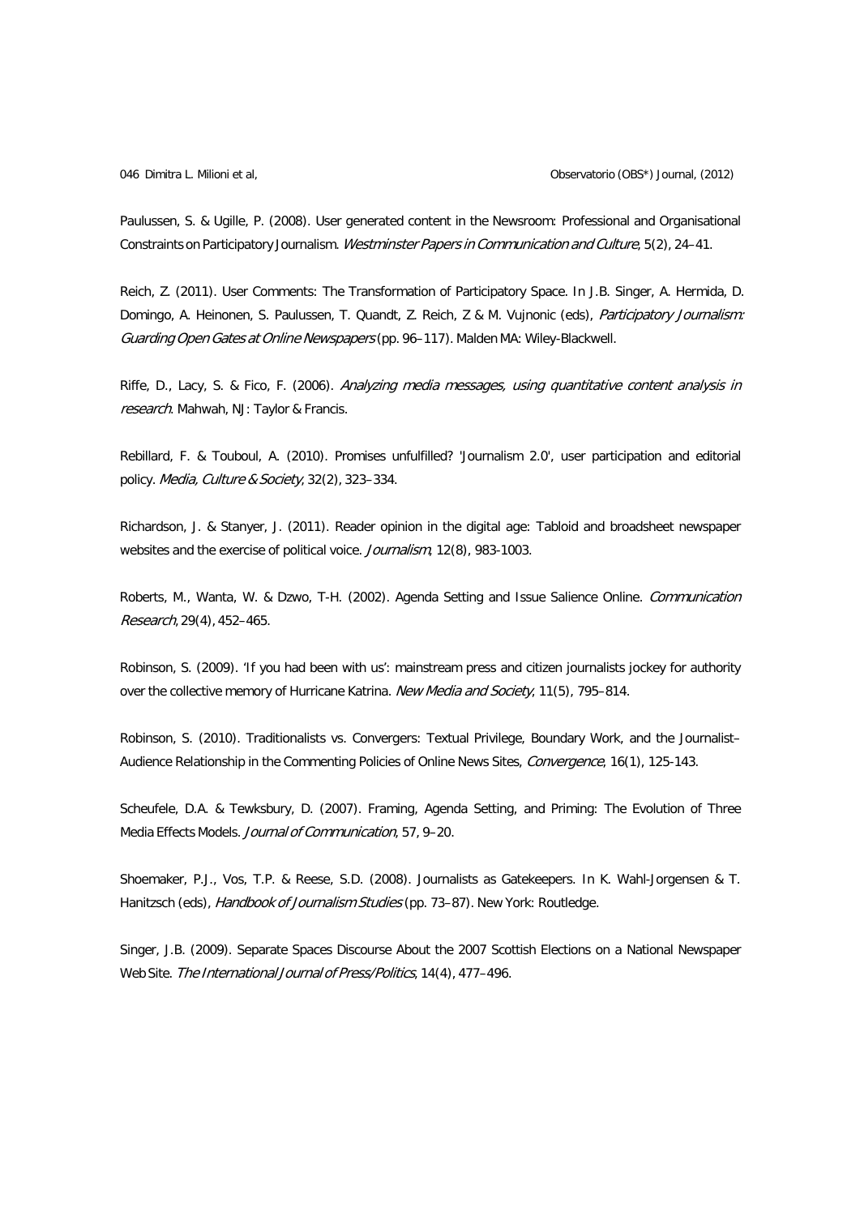Paulussen, S. & Ugille, P. (2008). User generated content in the Newsroom: Professional and Organisational Constraints on Participatory Journalism. *Westminster Papers in Communication and Culture*, 5(2), 24–41.

Reich, Z. (2011). User Comments: The Transformation of Participatory Space. In J.B. Singer, A. Hermida, D. Domingo, A. Heinonen, S. Paulussen, T. Quandt, Z. Reich, Z & M. Vujnonic (eds), *Participatory Journalism: Guarding Open Gates at Online Newspapers* (pp. 96–117). Malden MA: Wiley-Blackwell.

Riffe, D., Lacy, S. & Fico, F. (2006). *Analyzing media messages, using quantitative content analysis in research*. Mahwah, NJ: Taylor & Francis.

Rebillard, F. & Touboul, A. (2010). Promises unfulfilled? 'Journalism 2.0', user participation and editorial policy. *Media, Culture & Society*, 32(2), 323–334.

Richardson, J. & Stanyer, J. (2011). Reader opinion in the digital age: Tabloid and broadsheet newspaper websites and the exercise of political voice. *Journalism*, 12(8), 983-1003.

Roberts, M., Wanta, W. & Dzwo, T-H. (2002). Agenda Setting and Issue Salience Online. *Communication Research*, 29(4), 452–465.

Robinson, S. (2009). 'If you had been with us': mainstream press and citizen journalists jockey for authority over the collective memory of Hurricane Katrina. *New Media and Society*, 11(5), 795–814.

Robinson, S. (2010). Traditionalists vs. Convergers: Textual Privilege, Boundary Work, and the Journalist–Audience Relationship in the Commenting Policies of Online News Sites, *Convergence*, 16(1), 125-143.

Scheufele, D.A. & Tewksbury, D. (2007). Framing, Agenda Setting, and Priming: The Evolution of Three Media Effects Models. *Journal of Communication*, 57, 9–20.

Shoemaker, P.J., Vos, T.P. & Reese, S.D. (2008). Journalists as Gatekeepers. In K. Wahl-Jorgensen & T. Hanitzsch (eds), *Handbook of Journalism Studies* (pp. 73–87). New York: Routledge.

Singer, J.B. (2009). Separate Spaces Discourse About the 2007 Scottish Elections on a National Newspaper Web Site. *The International Journal of Press/Politics*, 14(4), 477–496.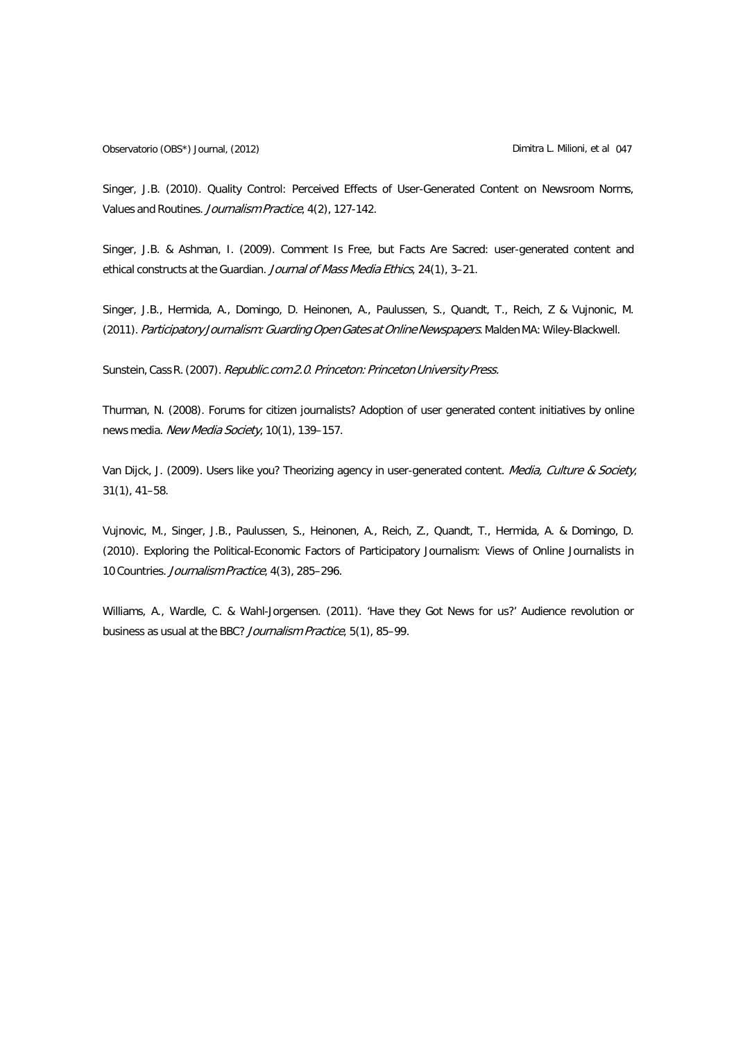Singer, J.B. (2010). Quality Control: Perceived Effects of User-Generated Content on Newsroom Norms, Values and Routines. *Journalism Practice*, 4(2), 127-142.

Singer, J.B. & Ashman, I. (2009). Comment Is Free, but Facts Are Sacred: user-generated content and ethical constructs at the Guardian. *Journal of Mass Media Ethics*, 24(1), 3–21.

Singer, J.B., Hermida, A., Domingo, D. Heinonen, A., Paulussen, S., Quandt, T., Reich, Z & Vujnonic, M. (2011). *Participatory Journalism: Guarding Open Gates at Online Newspapers*. Malden MA: Wiley-Blackwell.

Sunstein, Cass R. (2007). *Republic.com 2.0. Princeton: Princeton University Press.*

Thurman, N. (2008). Forums for citizen journalists? Adoption of user generated content initiatives by online news media. *New Media Society*, 10(1), 139–157.

Van Dijck, J. (2009). Users like you? Theorizing agency in user-generated content. *Media, Culture & Society*, 31(1), 41–58.

Vujnovic, M., Singer, J.B., Paulussen, S., Heinonen, A., Reich, Z., Quandt, T., Hermida, A. & Domingo, D. (2010). Exploring the Political-Economic Factors of Participatory Journalism: Views of Online Journalists in 10 Countries. *Journalism Practice*, 4(3), 285–296.

Williams, A., Wardle, C. & Wahl-Jorgensen. (2011). 'Have they Got News for us?' Audience revolution or business as usual at the BBC? *Journalism Practice*, 5(1), 85–99.